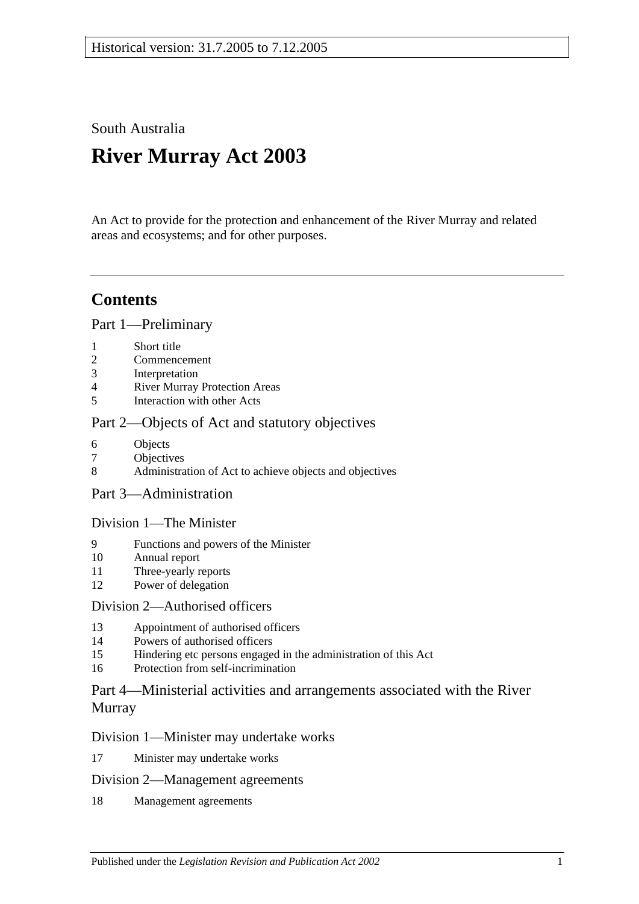Historical version: 31.7.2005 to 7.12.2005

South Australia

# River Murray Act 2003

An Act to provide for the protection and enhancement of the River Murray and related areas and ecosystems; and for other purposes.

## Contents

### Part 1—Preliminary

1 Short title
2 Commencement
3 Interpretation
4 River Murray Protection Areas
5 Interaction with other Acts

### Part 2—Objects of Act and statutory objectives

6 Objects
7 Objectives
8 Administration of Act to achieve objects and objectives

### Part 3—Administration

#### Division 1—The Minister

9 Functions and powers of the Minister
10 Annual report
11 Three-yearly reports
12 Power of delegation

#### Division 2—Authorised officers

13 Appointment of authorised officers
14 Powers of authorised officers
15 Hindering etc persons engaged in the administration of this Act
16 Protection from self-incrimination

### Part 4—Ministerial activities and arrangements associated with the River Murray

#### Division 1—Minister may undertake works

17 Minister may undertake works

#### Division 2—Management agreements

18 Management agreements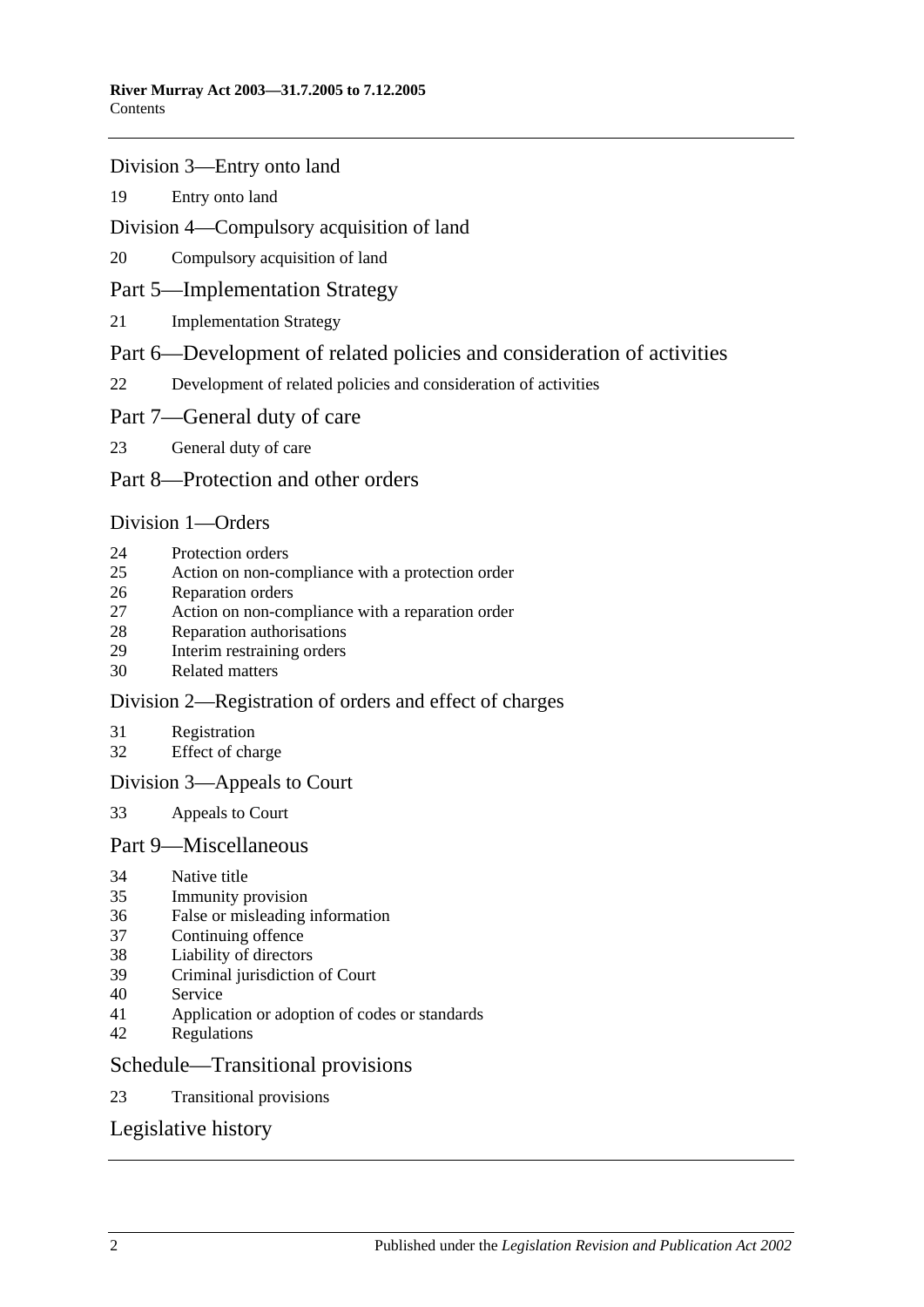Division 3—Entry onto land

19 Entry onto land

Division 4—Compulsory acquisition of land

20 Compulsory acquisition of land

Part 5—Implementation Strategy

21 Implementation Strategy

Part 6—Development of related policies and consideration of activities

22 Development of related policies and consideration of activities

Part 7—General duty of care

23 General duty of care

Part 8—Protection and other orders

Division 1—Orders

24 Protection orders
25 Action on non-compliance with a protection order
26 Reparation orders
27 Action on non-compliance with a reparation order
28 Reparation authorisations
29 Interim restraining orders
30 Related matters

Division 2—Registration of orders and effect of charges

31 Registration
32 Effect of charge

Division 3—Appeals to Court

33 Appeals to Court

Part 9—Miscellaneous

34 Native title
35 Immunity provision
36 False or misleading information
37 Continuing offence
38 Liability of directors
39 Criminal jurisdiction of Court
40 Service
41 Application or adoption of codes or standards
42 Regulations

Schedule—Transitional provisions

23 Transitional provisions

Legislative history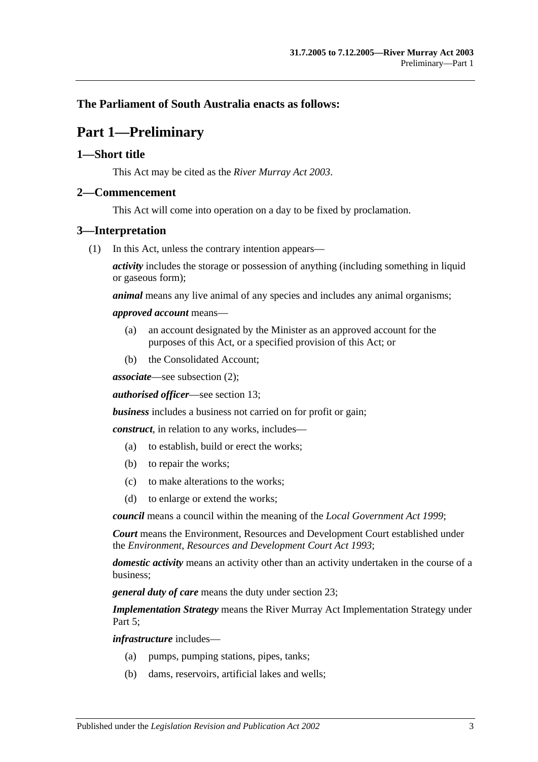**The Parliament of South Australia enacts as follows:**

# Part 1—Preliminary

## 1—Short title

This Act may be cited as the *River Murray Act 2003*.

## 2—Commencement

This Act will come into operation on a day to be fixed by proclamation.

## 3—Interpretation

(1) In this Act, unless the contrary intention appears—

***activity*** includes the storage or possession of anything (including something in liquid or gaseous form);

***animal*** means any live animal of any species and includes any animal organisms;

***approved account*** means—

- (a) an account designated by the Minister as an approved account for the purposes of this Act, or a specified provision of this Act; or
- (b) the Consolidated Account;

***associate***—see subsection (2);

***authorised officer***—see section 13;

***business*** includes a business not carried on for profit or gain;

***construct***, in relation to any works, includes—

- (a) to establish, build or erect the works;
- (b) to repair the works;
- (c) to make alterations to the works;
- (d) to enlarge or extend the works;

***council*** means a council within the meaning of the *Local Government Act 1999*;

***Court*** means the Environment, Resources and Development Court established under the *Environment, Resources and Development Court Act 1993*;

***domestic activity*** means an activity other than an activity undertaken in the course of a business;

***general duty of care*** means the duty under section 23;

***Implementation Strategy*** means the River Murray Act Implementation Strategy under Part 5;

***infrastructure*** includes—

- (a) pumps, pumping stations, pipes, tanks;
- (b) dams, reservoirs, artificial lakes and wells;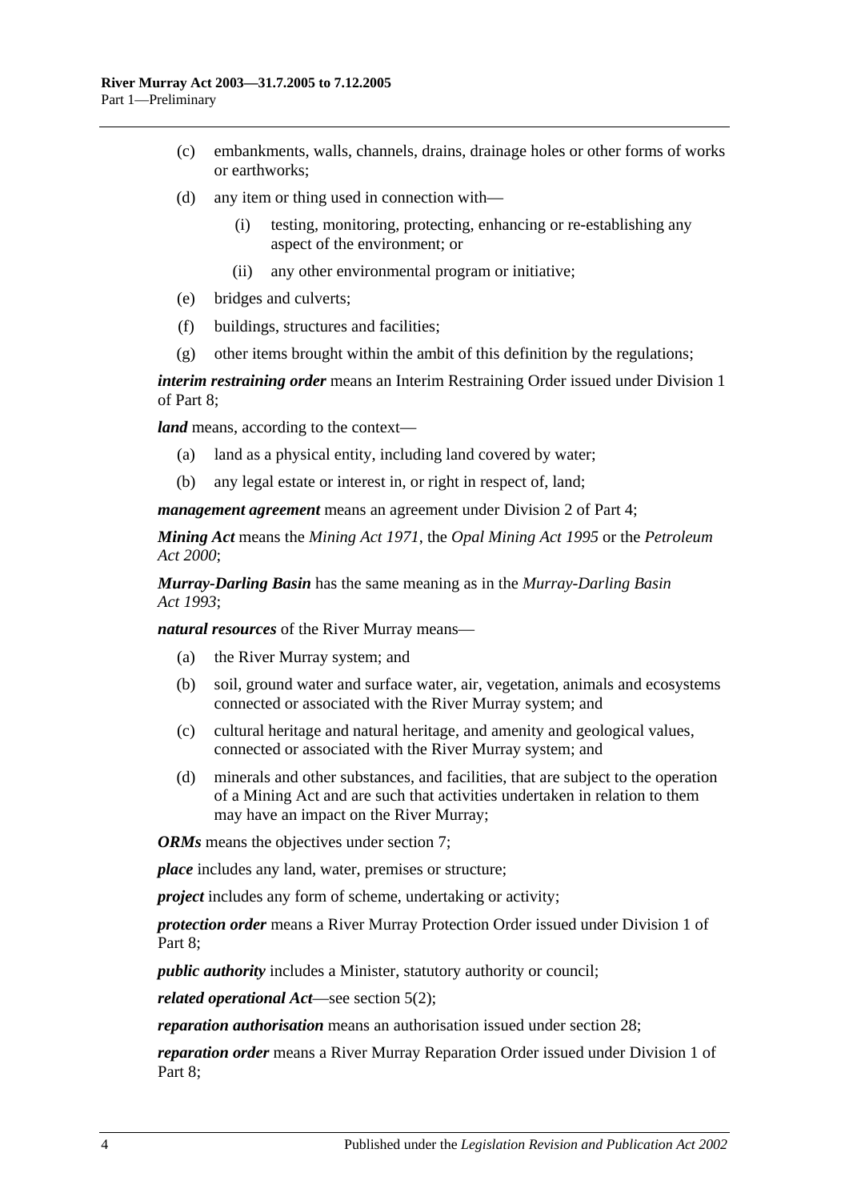(c) embankments, walls, channels, drains, drainage holes or other forms of works or earthworks;

(d) any item or thing used in connection with—

(i) testing, monitoring, protecting, enhancing or re-establishing any aspect of the environment; or

(ii) any other environmental program or initiative;

(e) bridges and culverts;

(f) buildings, structures and facilities;

(g) other items brought within the ambit of this definition by the regulations;

***interim restraining order*** means an Interim Restraining Order issued under Division 1 of Part 8;

***land*** means, according to the context—

(a) land as a physical entity, including land covered by water;

(b) any legal estate or interest in, or right in respect of, land;

***management agreement*** means an agreement under Division 2 of Part 4;

***Mining Act*** means the *Mining Act 1971*, the *Opal Mining Act 1995* or the *Petroleum Act 2000*;

***Murray-Darling Basin*** has the same meaning as in the *Murray-Darling Basin Act 1993*;

***natural resources*** of the River Murray means—

(a) the River Murray system; and

(b) soil, ground water and surface water, air, vegetation, animals and ecosystems connected or associated with the River Murray system; and

(c) cultural heritage and natural heritage, and amenity and geological values, connected or associated with the River Murray system; and

(d) minerals and other substances, and facilities, that are subject to the operation of a Mining Act and are such that activities undertaken in relation to them may have an impact on the River Murray;

***ORMs*** means the objectives under section 7;

***place*** includes any land, water, premises or structure;

***project*** includes any form of scheme, undertaking or activity;

***protection order*** means a River Murray Protection Order issued under Division 1 of Part 8;

***public authority*** includes a Minister, statutory authority or council;

***related operational Act***—see section 5(2);

***reparation authorisation*** means an authorisation issued under section 28;

***reparation order*** means a River Murray Reparation Order issued under Division 1 of Part 8;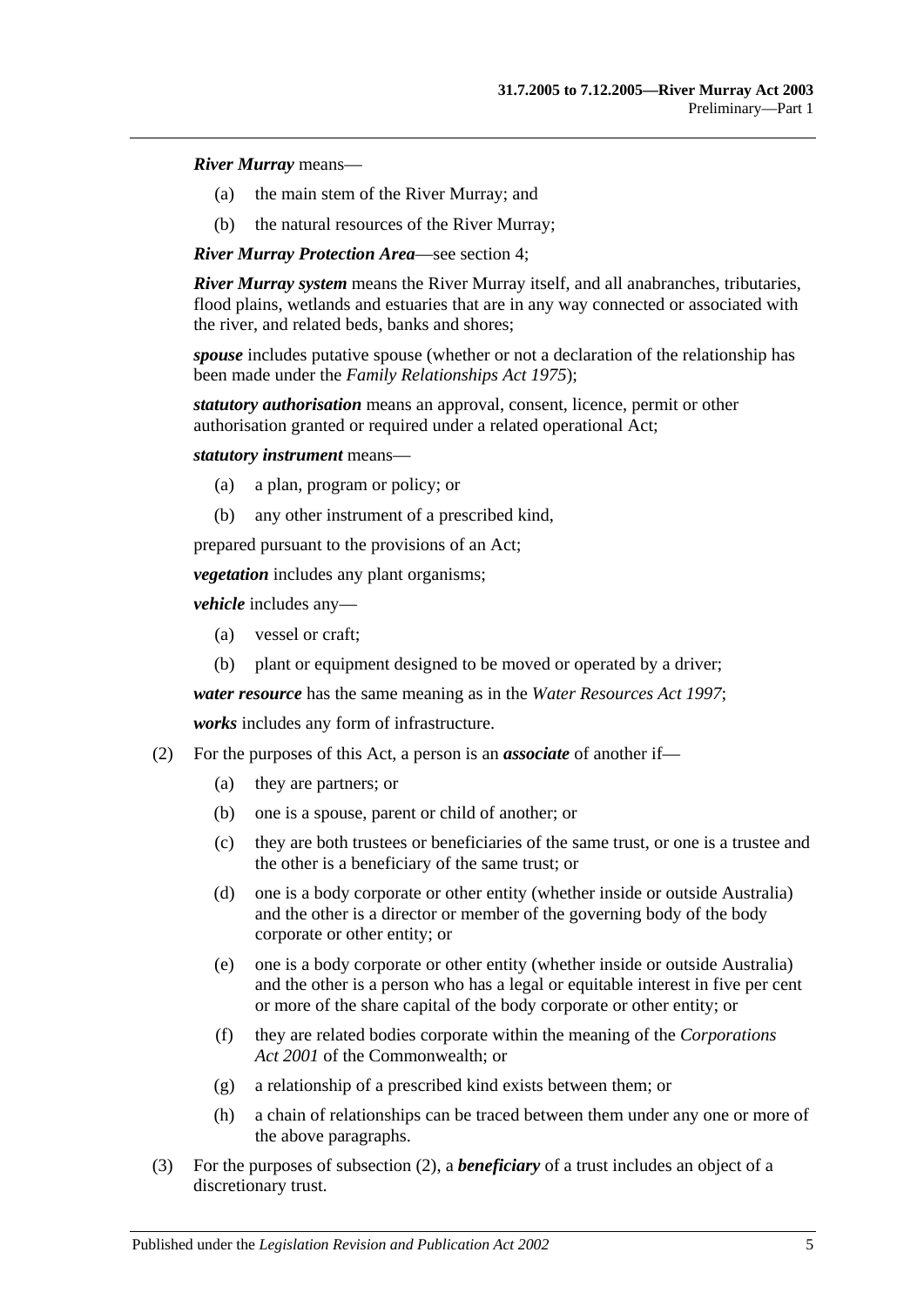***River Murray*** means—

(a) the main stem of the River Murray; and

(b) the natural resources of the River Murray;

***River Murray Protection Area***—see section 4;

***River Murray system*** means the River Murray itself, and all anabranches, tributaries, flood plains, wetlands and estuaries that are in any way connected or associated with the river, and related beds, banks and shores;

***spouse*** includes putative spouse (whether or not a declaration of the relationship has been made under the *Family Relationships Act 1975*);

***statutory authorisation*** means an approval, consent, licence, permit or other authorisation granted or required under a related operational Act;

***statutory instrument*** means—

(a) a plan, program or policy; or

(b) any other instrument of a prescribed kind,

prepared pursuant to the provisions of an Act;

***vegetation*** includes any plant organisms;

***vehicle*** includes any—

(a) vessel or craft;

(b) plant or equipment designed to be moved or operated by a driver;

***water resource*** has the same meaning as in the *Water Resources Act 1997*;

***works*** includes any form of infrastructure.

(2) For the purposes of this Act, a person is an ***associate*** of another if—

(a) they are partners; or

(b) one is a spouse, parent or child of another; or

(c) they are both trustees or beneficiaries of the same trust, or one is a trustee and the other is a beneficiary of the same trust; or

(d) one is a body corporate or other entity (whether inside or outside Australia) and the other is a director or member of the governing body of the body corporate or other entity; or

(e) one is a body corporate or other entity (whether inside or outside Australia) and the other is a person who has a legal or equitable interest in five per cent or more of the share capital of the body corporate or other entity; or

(f) they are related bodies corporate within the meaning of the *Corporations Act 2001* of the Commonwealth; or

(g) a relationship of a prescribed kind exists between them; or

(h) a chain of relationships can be traced between them under any one or more of the above paragraphs.

(3) For the purposes of subsection (2), a ***beneficiary*** of a trust includes an object of a discretionary trust.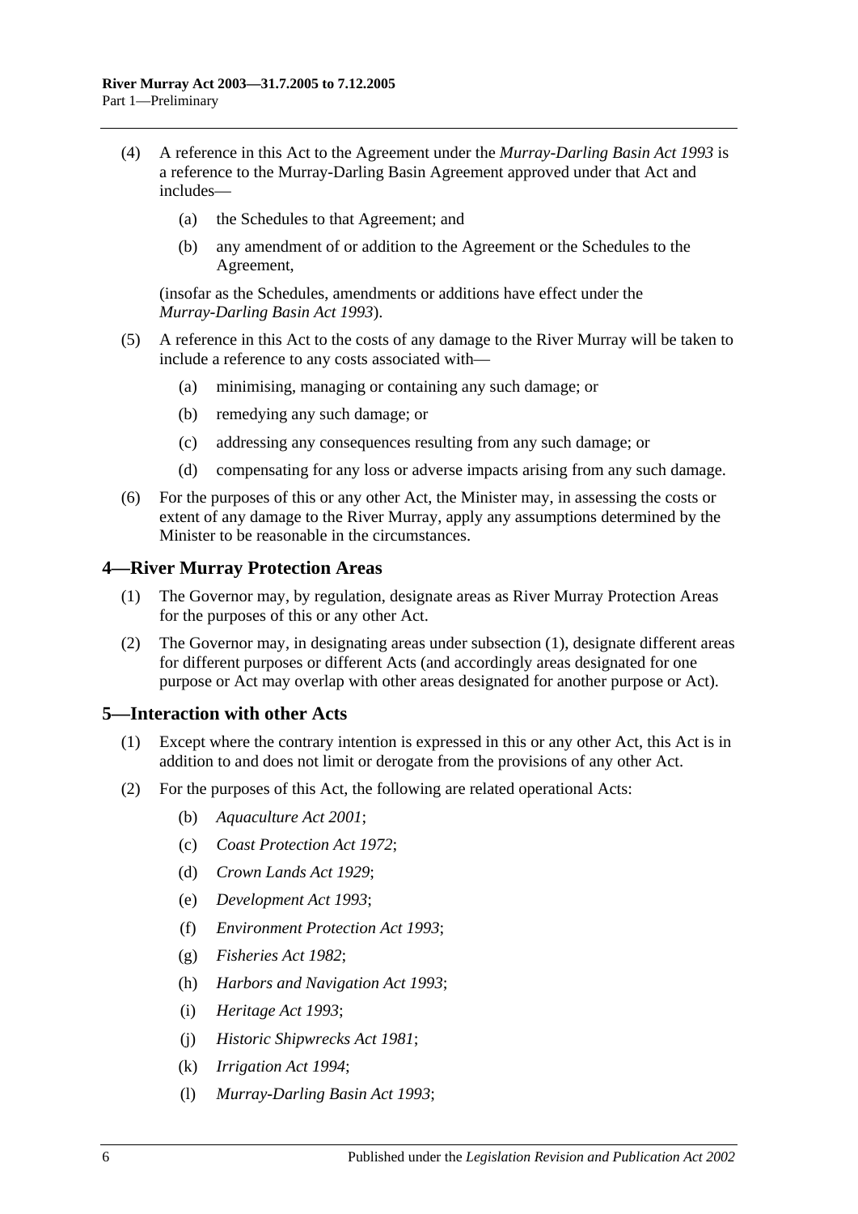(4) A reference in this Act to the Agreement under the *Murray-Darling Basin Act 1993* is a reference to the Murray-Darling Basin Agreement approved under that Act and includes—

  (a) the Schedules to that Agreement; and

  (b) any amendment of or addition to the Agreement or the Schedules to the Agreement,

(insofar as the Schedules, amendments or additions have effect under the *Murray-Darling Basin Act 1993*).

(5) A reference in this Act to the costs of any damage to the River Murray will be taken to include a reference to any costs associated with—

  (a) minimising, managing or containing any such damage; or

  (b) remedying any such damage; or

  (c) addressing any consequences resulting from any such damage; or

  (d) compensating for any loss or adverse impacts arising from any such damage.

(6) For the purposes of this or any other Act, the Minister may, in assessing the costs or extent of any damage to the River Murray, apply any assumptions determined by the Minister to be reasonable in the circumstances.

## 4—River Murray Protection Areas

(1) The Governor may, by regulation, designate areas as River Murray Protection Areas for the purposes of this or any other Act.

(2) The Governor may, in designating areas under subsection (1), designate different areas for different purposes or different Acts (and accordingly areas designated for one purpose or Act may overlap with other areas designated for another purpose or Act).

## 5—Interaction with other Acts

(1) Except where the contrary intention is expressed in this or any other Act, this Act is in addition to and does not limit or derogate from the provisions of any other Act.

(2) For the purposes of this Act, the following are related operational Acts:

  (b) *Aquaculture Act 2001*;

  (c) *Coast Protection Act 1972*;

  (d) *Crown Lands Act 1929*;

  (e) *Development Act 1993*;

  (f) *Environment Protection Act 1993*;

  (g) *Fisheries Act 1982*;

  (h) *Harbors and Navigation Act 1993*;

  (i) *Heritage Act 1993*;

  (j) *Historic Shipwrecks Act 1981*;

  (k) *Irrigation Act 1994*;

  (l) *Murray-Darling Basin Act 1993*;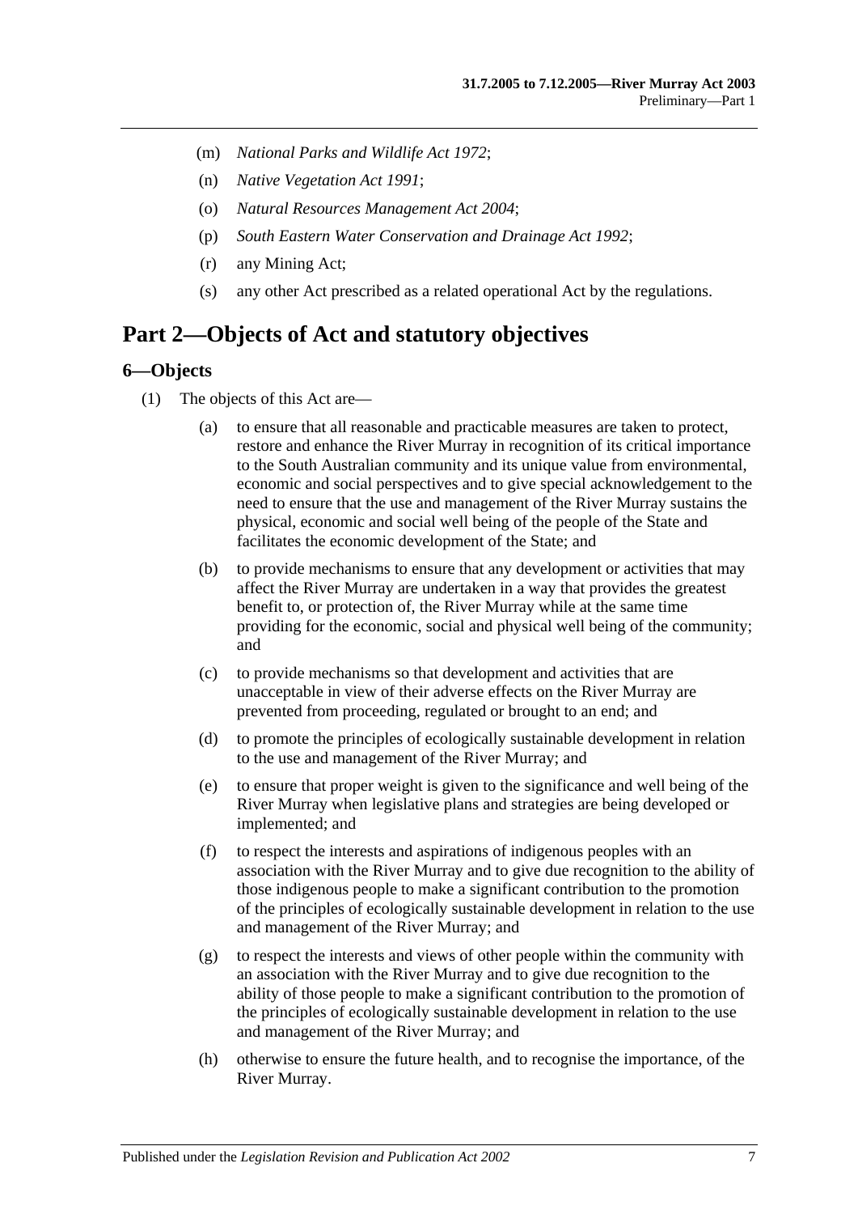(m) *National Parks and Wildlife Act 1972*;

(n) *Native Vegetation Act 1991*;

(o) *Natural Resources Management Act 2004*;

(p) *South Eastern Water Conservation and Drainage Act 1992*;

(r) any Mining Act;

(s) any other Act prescribed as a related operational Act by the regulations.

# Part 2—Objects of Act and statutory objectives

## 6—Objects

(1) The objects of this Act are—

(a) to ensure that all reasonable and practicable measures are taken to protect, restore and enhance the River Murray in recognition of its critical importance to the South Australian community and its unique value from environmental, economic and social perspectives and to give special acknowledgement to the need to ensure that the use and management of the River Murray sustains the physical, economic and social well being of the people of the State and facilitates the economic development of the State; and

(b) to provide mechanisms to ensure that any development or activities that may affect the River Murray are undertaken in a way that provides the greatest benefit to, or protection of, the River Murray while at the same time providing for the economic, social and physical well being of the community; and

(c) to provide mechanisms so that development and activities that are unacceptable in view of their adverse effects on the River Murray are prevented from proceeding, regulated or brought to an end; and

(d) to promote the principles of ecologically sustainable development in relation to the use and management of the River Murray; and

(e) to ensure that proper weight is given to the significance and well being of the River Murray when legislative plans and strategies are being developed or implemented; and

(f) to respect the interests and aspirations of indigenous peoples with an association with the River Murray and to give due recognition to the ability of those indigenous people to make a significant contribution to the promotion of the principles of ecologically sustainable development in relation to the use and management of the River Murray; and

(g) to respect the interests and views of other people within the community with an association with the River Murray and to give due recognition to the ability of those people to make a significant contribution to the promotion of the principles of ecologically sustainable development in relation to the use and management of the River Murray; and

(h) otherwise to ensure the future health, and to recognise the importance, of the River Murray.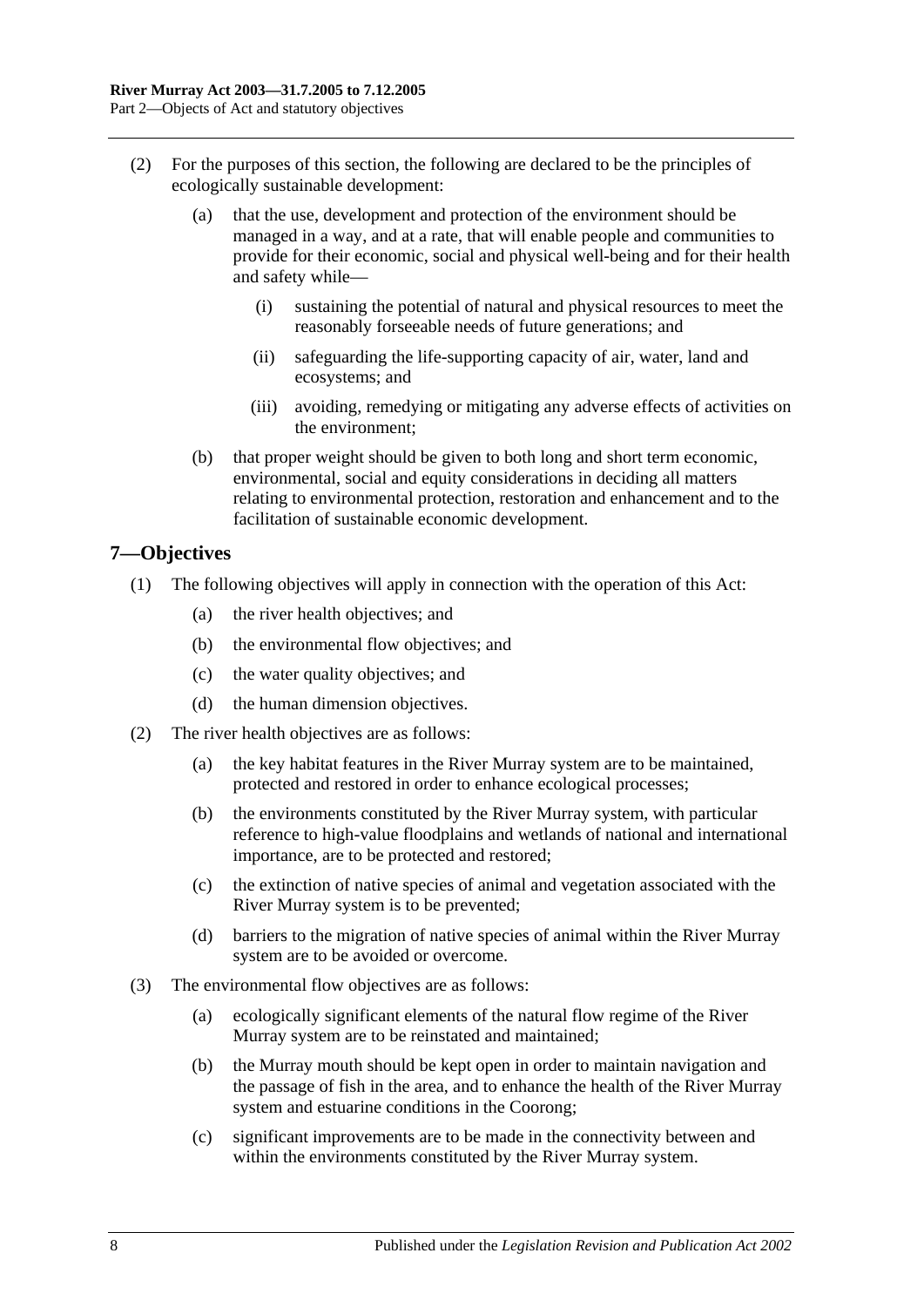(2) For the purposes of this section, the following are declared to be the principles of ecologically sustainable development:

(a) that the use, development and protection of the environment should be managed in a way, and at a rate, that will enable people and communities to provide for their economic, social and physical well-being and for their health and safety while—

(i) sustaining the potential of natural and physical resources to meet the reasonably forseeable needs of future generations; and

(ii) safeguarding the life-supporting capacity of air, water, land and ecosystems; and

(iii) avoiding, remedying or mitigating any adverse effects of activities on the environment;

(b) that proper weight should be given to both long and short term economic, environmental, social and equity considerations in deciding all matters relating to environmental protection, restoration and enhancement and to the facilitation of sustainable economic development.

## 7—Objectives

(1) The following objectives will apply in connection with the operation of this Act:

(a) the river health objectives; and

(b) the environmental flow objectives; and

(c) the water quality objectives; and

(d) the human dimension objectives.

(2) The river health objectives are as follows:

(a) the key habitat features in the River Murray system are to be maintained, protected and restored in order to enhance ecological processes;

(b) the environments constituted by the River Murray system, with particular reference to high-value floodplains and wetlands of national and international importance, are to be protected and restored;

(c) the extinction of native species of animal and vegetation associated with the River Murray system is to be prevented;

(d) barriers to the migration of native species of animal within the River Murray system are to be avoided or overcome.

(3) The environmental flow objectives are as follows:

(a) ecologically significant elements of the natural flow regime of the River Murray system are to be reinstated and maintained;

(b) the Murray mouth should be kept open in order to maintain navigation and the passage of fish in the area, and to enhance the health of the River Murray system and estuarine conditions in the Coorong;

(c) significant improvements are to be made in the connectivity between and within the environments constituted by the River Murray system.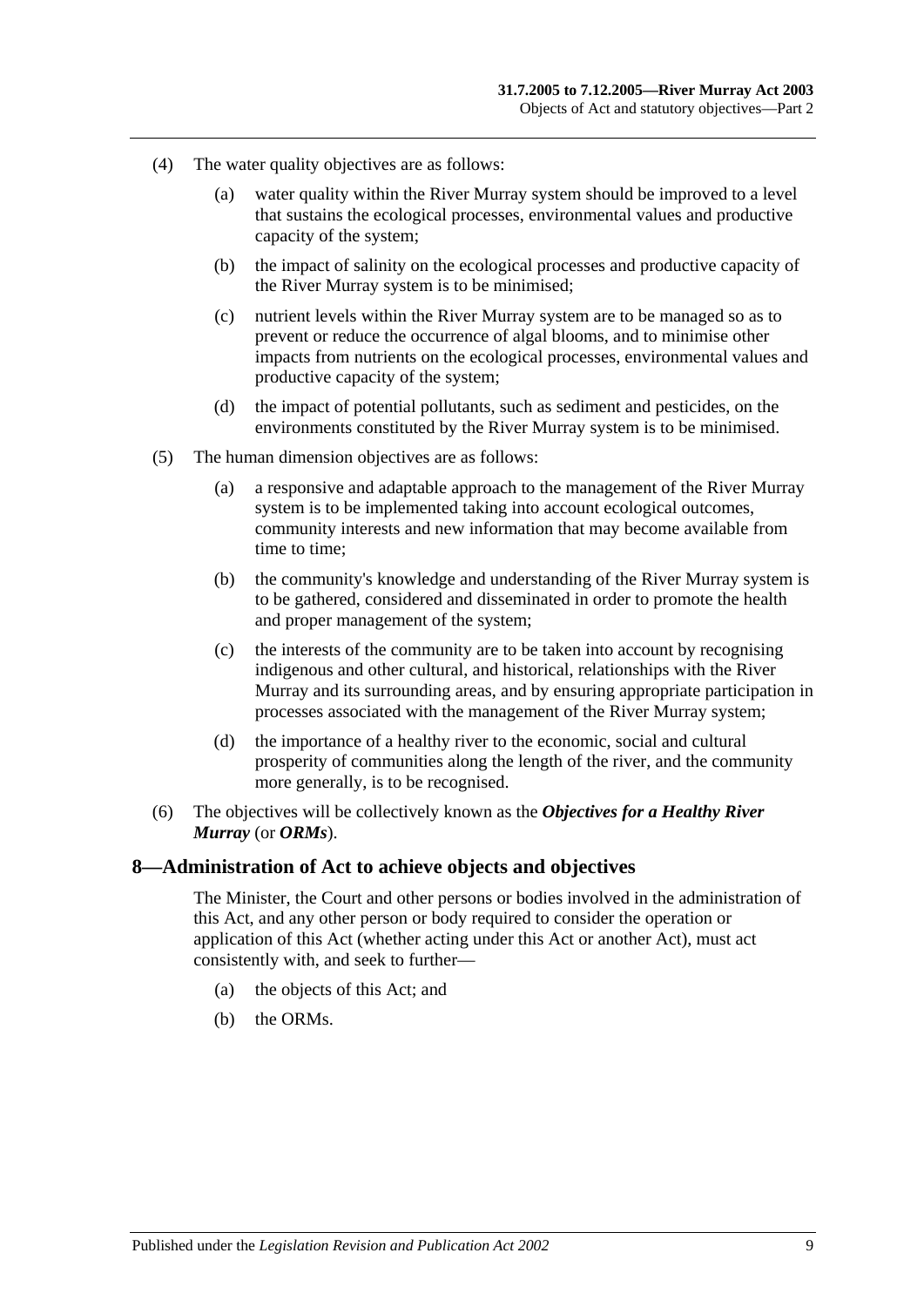(4) The water quality objectives are as follows:

(a) water quality within the River Murray system should be improved to a level that sustains the ecological processes, environmental values and productive capacity of the system;

(b) the impact of salinity on the ecological processes and productive capacity of the River Murray system is to be minimised;

(c) nutrient levels within the River Murray system are to be managed so as to prevent or reduce the occurrence of algal blooms, and to minimise other impacts from nutrients on the ecological processes, environmental values and productive capacity of the system;

(d) the impact of potential pollutants, such as sediment and pesticides, on the environments constituted by the River Murray system is to be minimised.

(5) The human dimension objectives are as follows:

(a) a responsive and adaptable approach to the management of the River Murray system is to be implemented taking into account ecological outcomes, community interests and new information that may become available from time to time;

(b) the community's knowledge and understanding of the River Murray system is to be gathered, considered and disseminated in order to promote the health and proper management of the system;

(c) the interests of the community are to be taken into account by recognising indigenous and other cultural, and historical, relationships with the River Murray and its surrounding areas, and by ensuring appropriate participation in processes associated with the management of the River Murray system;

(d) the importance of a healthy river to the economic, social and cultural prosperity of communities along the length of the river, and the community more generally, is to be recognised.

(6) The objectives will be collectively known as the ***Objectives for a Healthy River Murray*** (or ***ORMs***).

## 8—Administration of Act to achieve objects and objectives

The Minister, the Court and other persons or bodies involved in the administration of this Act, and any other person or body required to consider the operation or application of this Act (whether acting under this Act or another Act), must act consistently with, and seek to further—

(a) the objects of this Act; and

(b) the ORMs.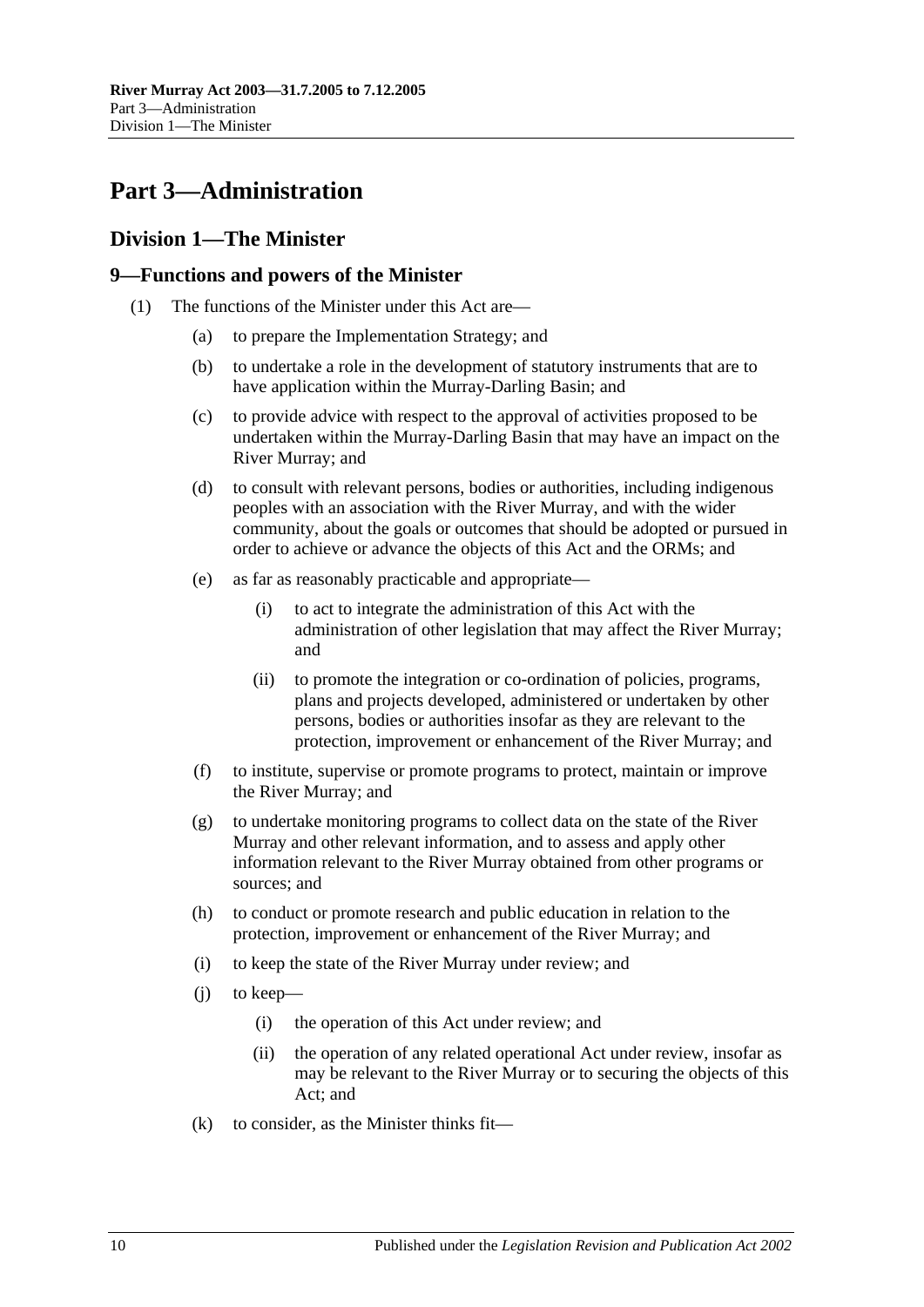# Part 3—Administration

## Division 1—The Minister

### 9—Functions and powers of the Minister

(1) The functions of the Minister under this Act are—

(a) to prepare the Implementation Strategy; and

(b) to undertake a role in the development of statutory instruments that are to have application within the Murray-Darling Basin; and

(c) to provide advice with respect to the approval of activities proposed to be undertaken within the Murray-Darling Basin that may have an impact on the River Murray; and

(d) to consult with relevant persons, bodies or authorities, including indigenous peoples with an association with the River Murray, and with the wider community, about the goals or outcomes that should be adopted or pursued in order to achieve or advance the objects of this Act and the ORMs; and

(e) as far as reasonably practicable and appropriate—

(i) to act to integrate the administration of this Act with the administration of other legislation that may affect the River Murray; and

(ii) to promote the integration or co-ordination of policies, programs, plans and projects developed, administered or undertaken by other persons, bodies or authorities insofar as they are relevant to the protection, improvement or enhancement of the River Murray; and

(f) to institute, supervise or promote programs to protect, maintain or improve the River Murray; and

(g) to undertake monitoring programs to collect data on the state of the River Murray and other relevant information, and to assess and apply other information relevant to the River Murray obtained from other programs or sources; and

(h) to conduct or promote research and public education in relation to the protection, improvement or enhancement of the River Murray; and

(i) to keep the state of the River Murray under review; and

(j) to keep—

(i) the operation of this Act under review; and

(ii) the operation of any related operational Act under review, insofar as may be relevant to the River Murray or to securing the objects of this Act; and

(k) to consider, as the Minister thinks fit—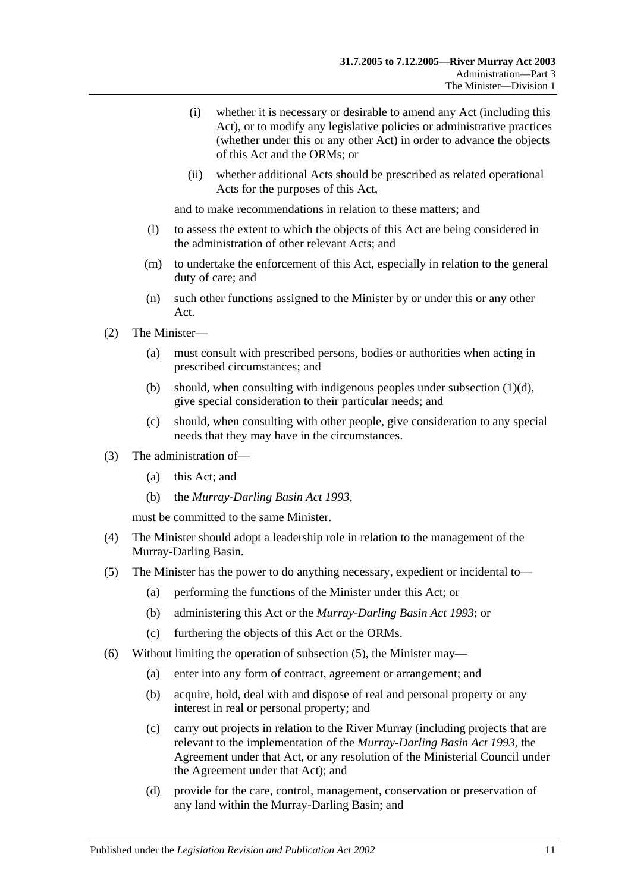(i) whether it is necessary or desirable to amend any Act (including this Act), or to modify any legislative policies or administrative practices (whether under this or any other Act) in order to advance the objects of this Act and the ORMs; or

(ii) whether additional Acts should be prescribed as related operational Acts for the purposes of this Act,

and to make recommendations in relation to these matters; and

(l) to assess the extent to which the objects of this Act are being considered in the administration of other relevant Acts; and

(m) to undertake the enforcement of this Act, especially in relation to the general duty of care; and

(n) such other functions assigned to the Minister by or under this or any other Act.

(2) The Minister—

(a) must consult with prescribed persons, bodies or authorities when acting in prescribed circumstances; and

(b) should, when consulting with indigenous peoples under subsection (1)(d), give special consideration to their particular needs; and

(c) should, when consulting with other people, give consideration to any special needs that they may have in the circumstances.

(3) The administration of—

(a) this Act; and

(b) the *Murray-Darling Basin Act 1993*,

must be committed to the same Minister.

(4) The Minister should adopt a leadership role in relation to the management of the Murray-Darling Basin.

(5) The Minister has the power to do anything necessary, expedient or incidental to—

(a) performing the functions of the Minister under this Act; or

(b) administering this Act or the *Murray-Darling Basin Act 1993*; or

(c) furthering the objects of this Act or the ORMs.

(6) Without limiting the operation of subsection (5), the Minister may—

(a) enter into any form of contract, agreement or arrangement; and

(b) acquire, hold, deal with and dispose of real and personal property or any interest in real or personal property; and

(c) carry out projects in relation to the River Murray (including projects that are relevant to the implementation of the *Murray-Darling Basin Act 1993*, the Agreement under that Act, or any resolution of the Ministerial Council under the Agreement under that Act); and

(d) provide for the care, control, management, conservation or preservation of any land within the Murray-Darling Basin; and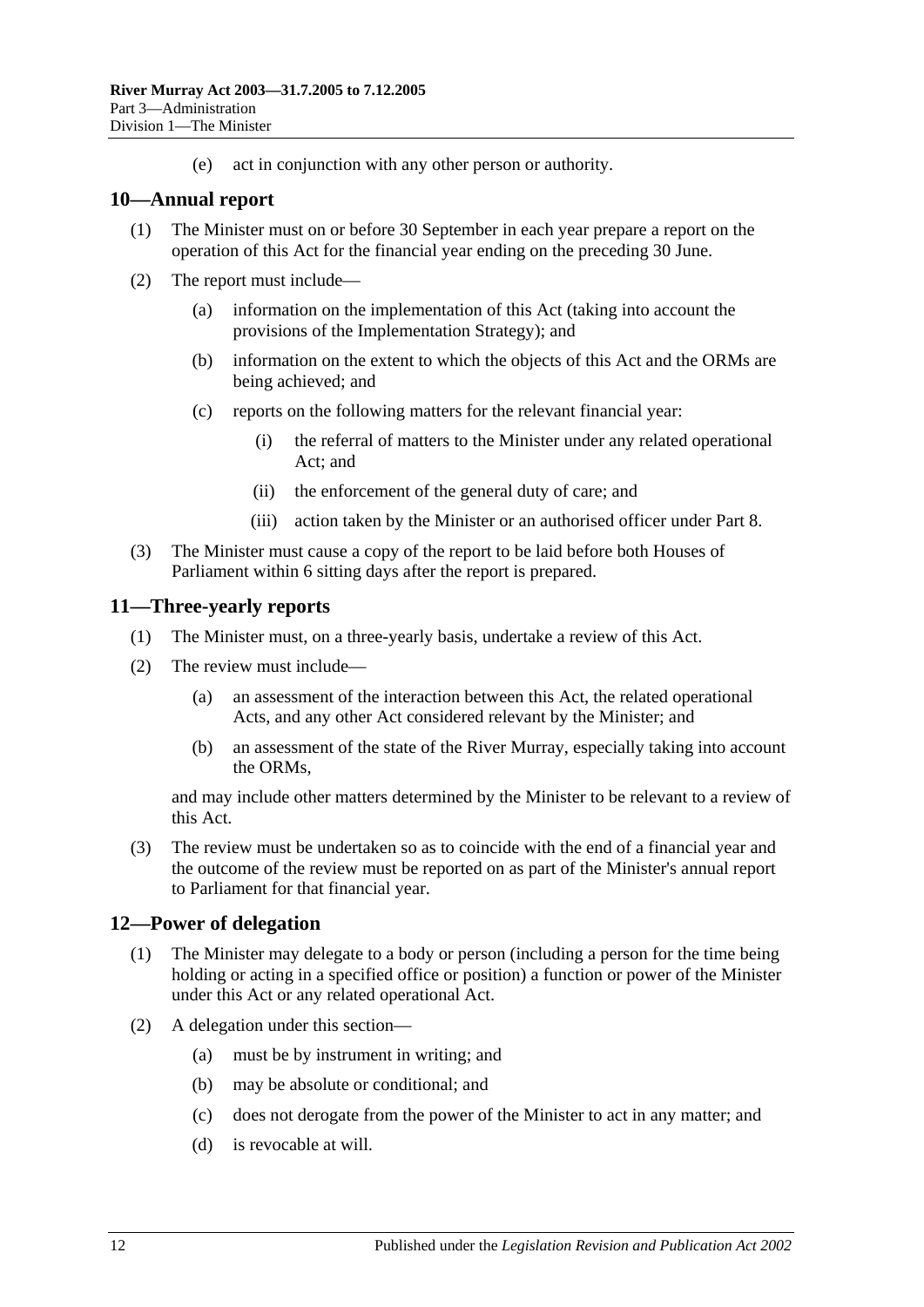(e) act in conjunction with any other person or authority.

## 10—Annual report

(1) The Minister must on or before 30 September in each year prepare a report on the operation of this Act for the financial year ending on the preceding 30 June.

(2) The report must include—

(a) information on the implementation of this Act (taking into account the provisions of the Implementation Strategy); and

(b) information on the extent to which the objects of this Act and the ORMs are being achieved; and

(c) reports on the following matters for the relevant financial year:

(i) the referral of matters to the Minister under any related operational Act; and

(ii) the enforcement of the general duty of care; and

(iii) action taken by the Minister or an authorised officer under Part 8.

(3) The Minister must cause a copy of the report to be laid before both Houses of Parliament within 6 sitting days after the report is prepared.

## 11—Three-yearly reports

(1) The Minister must, on a three-yearly basis, undertake a review of this Act.

(2) The review must include—

(a) an assessment of the interaction between this Act, the related operational Acts, and any other Act considered relevant by the Minister; and

(b) an assessment of the state of the River Murray, especially taking into account the ORMs,

and may include other matters determined by the Minister to be relevant to a review of this Act.

(3) The review must be undertaken so as to coincide with the end of a financial year and the outcome of the review must be reported on as part of the Minister's annual report to Parliament for that financial year.

## 12—Power of delegation

(1) The Minister may delegate to a body or person (including a person for the time being holding or acting in a specified office or position) a function or power of the Minister under this Act or any related operational Act.

(2) A delegation under this section—

(a) must be by instrument in writing; and

(b) may be absolute or conditional; and

(c) does not derogate from the power of the Minister to act in any matter; and

(d) is revocable at will.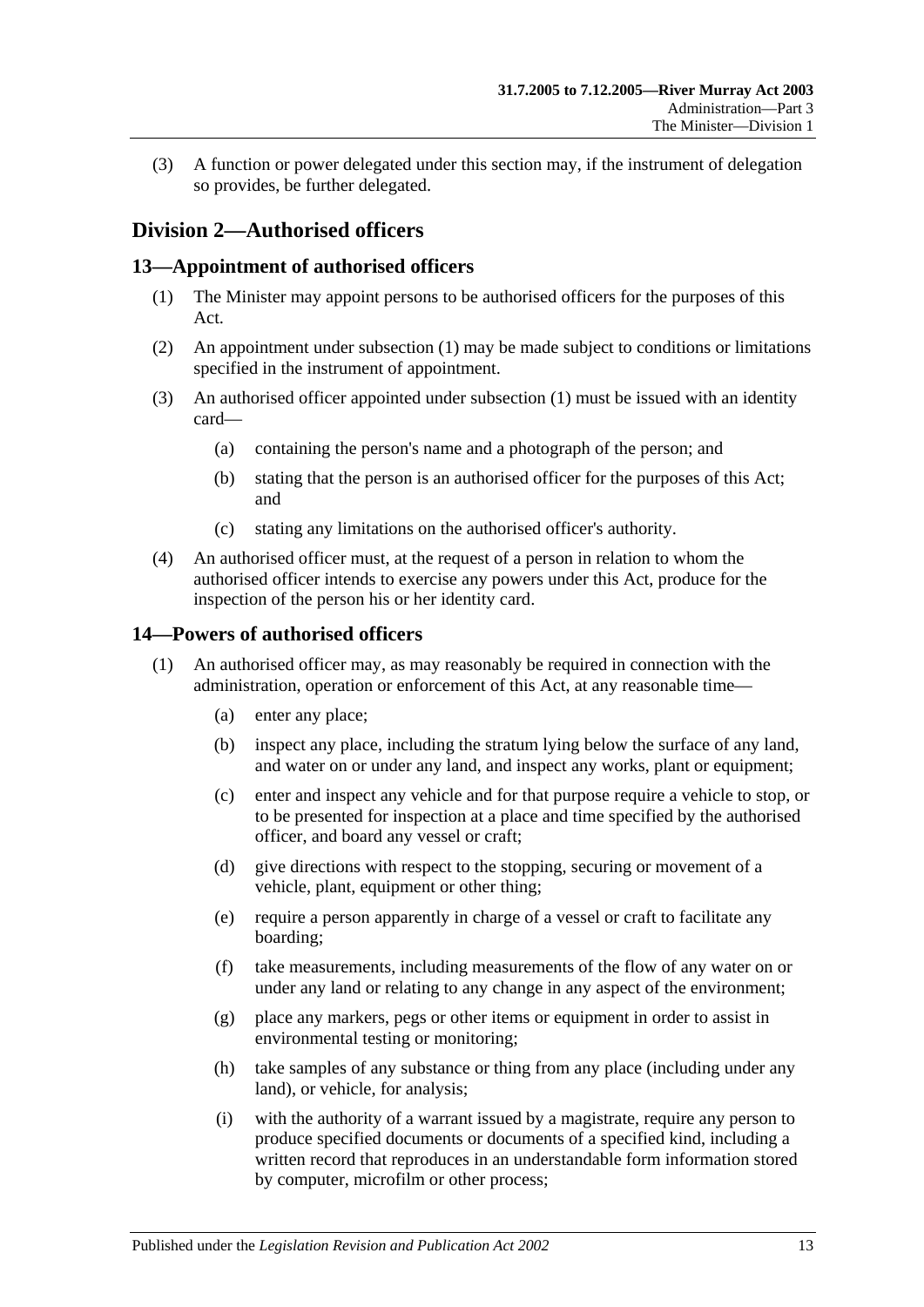(3) A function or power delegated under this section may, if the instrument of delegation so provides, be further delegated.

## Division 2—Authorised officers

### 13—Appointment of authorised officers

(1) The Minister may appoint persons to be authorised officers for the purposes of this Act.

(2) An appointment under subsection (1) may be made subject to conditions or limitations specified in the instrument of appointment.

(3) An authorised officer appointed under subsection (1) must be issued with an identity card—

(a) containing the person's name and a photograph of the person; and

(b) stating that the person is an authorised officer for the purposes of this Act; and

(c) stating any limitations on the authorised officer's authority.

(4) An authorised officer must, at the request of a person in relation to whom the authorised officer intends to exercise any powers under this Act, produce for the inspection of the person his or her identity card.

### 14—Powers of authorised officers

(1) An authorised officer may, as may reasonably be required in connection with the administration, operation or enforcement of this Act, at any reasonable time—

(a) enter any place;

(b) inspect any place, including the stratum lying below the surface of any land, and water on or under any land, and inspect any works, plant or equipment;

(c) enter and inspect any vehicle and for that purpose require a vehicle to stop, or to be presented for inspection at a place and time specified by the authorised officer, and board any vessel or craft;

(d) give directions with respect to the stopping, securing or movement of a vehicle, plant, equipment or other thing;

(e) require a person apparently in charge of a vessel or craft to facilitate any boarding;

(f) take measurements, including measurements of the flow of any water on or under any land or relating to any change in any aspect of the environment;

(g) place any markers, pegs or other items or equipment in order to assist in environmental testing or monitoring;

(h) take samples of any substance or thing from any place (including under any land), or vehicle, for analysis;

(i) with the authority of a warrant issued by a magistrate, require any person to produce specified documents or documents of a specified kind, including a written record that reproduces in an understandable form information stored by computer, microfilm or other process;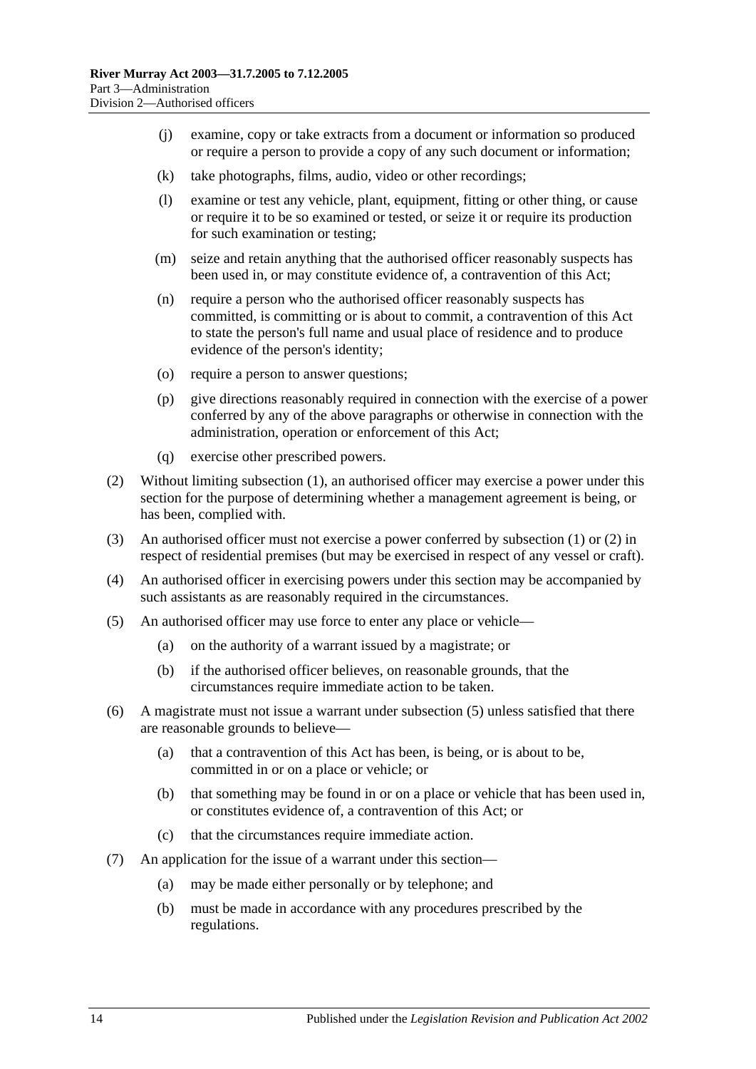(j) examine, copy or take extracts from a document or information so produced or require a person to provide a copy of any such document or information;

(k) take photographs, films, audio, video or other recordings;

(l) examine or test any vehicle, plant, equipment, fitting or other thing, or cause or require it to be so examined or tested, or seize it or require its production for such examination or testing;

(m) seize and retain anything that the authorised officer reasonably suspects has been used in, or may constitute evidence of, a contravention of this Act;

(n) require a person who the authorised officer reasonably suspects has committed, is committing or is about to commit, a contravention of this Act to state the person's full name and usual place of residence and to produce evidence of the person's identity;

(o) require a person to answer questions;

(p) give directions reasonably required in connection with the exercise of a power conferred by any of the above paragraphs or otherwise in connection with the administration, operation or enforcement of this Act;

(q) exercise other prescribed powers.

(2) Without limiting subsection (1), an authorised officer may exercise a power under this section for the purpose of determining whether a management agreement is being, or has been, complied with.

(3) An authorised officer must not exercise a power conferred by subsection (1) or (2) in respect of residential premises (but may be exercised in respect of any vessel or craft).

(4) An authorised officer in exercising powers under this section may be accompanied by such assistants as are reasonably required in the circumstances.

(5) An authorised officer may use force to enter any place or vehicle—

(a) on the authority of a warrant issued by a magistrate; or

(b) if the authorised officer believes, on reasonable grounds, that the circumstances require immediate action to be taken.

(6) A magistrate must not issue a warrant under subsection (5) unless satisfied that there are reasonable grounds to believe—

(a) that a contravention of this Act has been, is being, or is about to be, committed in or on a place or vehicle; or

(b) that something may be found in or on a place or vehicle that has been used in, or constitutes evidence of, a contravention of this Act; or

(c) that the circumstances require immediate action.

(7) An application for the issue of a warrant under this section—

(a) may be made either personally or by telephone; and

(b) must be made in accordance with any procedures prescribed by the regulations.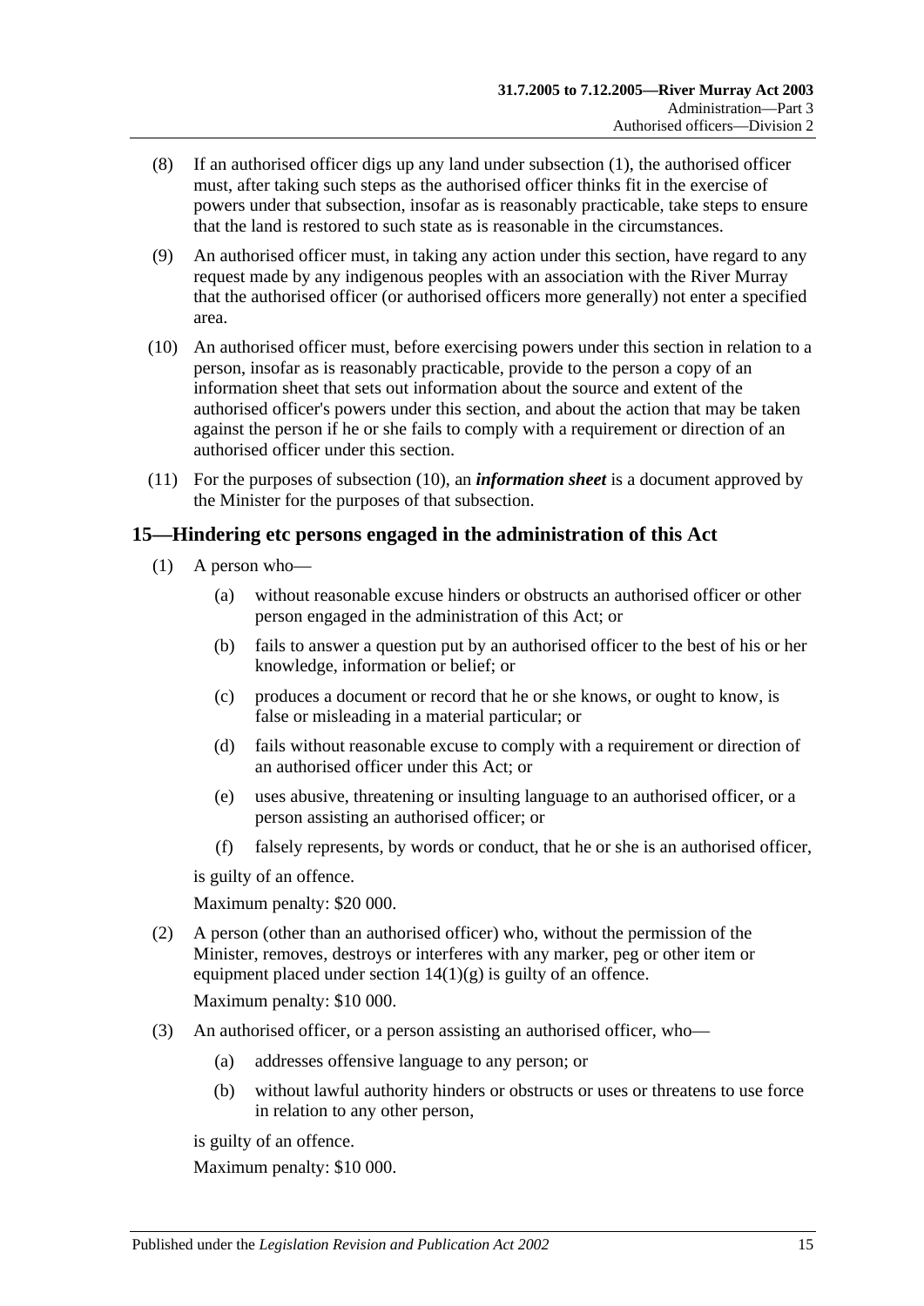(8) If an authorised officer digs up any land under subsection (1), the authorised officer must, after taking such steps as the authorised officer thinks fit in the exercise of powers under that subsection, insofar as is reasonably practicable, take steps to ensure that the land is restored to such state as is reasonable in the circumstances.

(9) An authorised officer must, in taking any action under this section, have regard to any request made by any indigenous peoples with an association with the River Murray that the authorised officer (or authorised officers more generally) not enter a specified area.

(10) An authorised officer must, before exercising powers under this section in relation to a person, insofar as is reasonably practicable, provide to the person a copy of an information sheet that sets out information about the source and extent of the authorised officer's powers under this section, and about the action that may be taken against the person if he or she fails to comply with a requirement or direction of an authorised officer under this section.

(11) For the purposes of subsection (10), an ***information sheet*** is a document approved by the Minister for the purposes of that subsection.

## 15—Hindering etc persons engaged in the administration of this Act

(1) A person who—

(a) without reasonable excuse hinders or obstructs an authorised officer or other person engaged in the administration of this Act; or

(b) fails to answer a question put by an authorised officer to the best of his or her knowledge, information or belief; or

(c) produces a document or record that he or she knows, or ought to know, is false or misleading in a material particular; or

(d) fails without reasonable excuse to comply with a requirement or direction of an authorised officer under this Act; or

(e) uses abusive, threatening or insulting language to an authorised officer, or a person assisting an authorised officer; or

(f) falsely represents, by words or conduct, that he or she is an authorised officer,

is guilty of an offence.

Maximum penalty: $20 000.

(2) A person (other than an authorised officer) who, without the permission of the Minister, removes, destroys or interferes with any marker, peg or other item or equipment placed under section 14(1)(g) is guilty of an offence.

Maximum penalty: $10 000.

(3) An authorised officer, or a person assisting an authorised officer, who—

(a) addresses offensive language to any person; or

(b) without lawful authority hinders or obstructs or uses or threatens to use force in relation to any other person,

is guilty of an offence.

Maximum penalty: $10 000.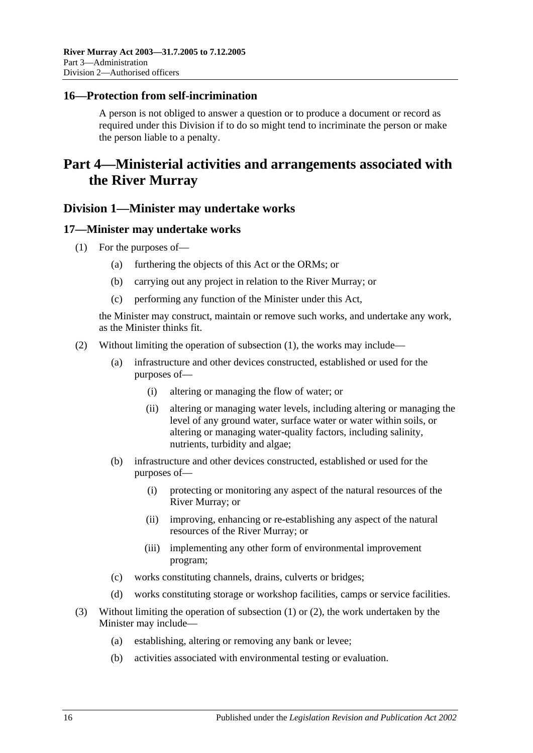### 16—Protection from self-incrimination

A person is not obliged to answer a question or to produce a document or record as required under this Division if to do so might tend to incriminate the person or make the person liable to a penalty.

# Part 4—Ministerial activities and arrangements associated with the River Murray

## Division 1—Minister may undertake works

### 17—Minister may undertake works

(1) For the purposes of—

(a) furthering the objects of this Act or the ORMs; or

(b) carrying out any project in relation to the River Murray; or

(c) performing any function of the Minister under this Act,

the Minister may construct, maintain or remove such works, and undertake any work, as the Minister thinks fit.

(2) Without limiting the operation of subsection (1), the works may include—

(a) infrastructure and other devices constructed, established or used for the purposes of—

(i) altering or managing the flow of water; or

(ii) altering or managing water levels, including altering or managing the level of any ground water, surface water or water within soils, or altering or managing water-quality factors, including salinity, nutrients, turbidity and algae;

(b) infrastructure and other devices constructed, established or used for the purposes of—

(i) protecting or monitoring any aspect of the natural resources of the River Murray; or

(ii) improving, enhancing or re-establishing any aspect of the natural resources of the River Murray; or

(iii) implementing any other form of environmental improvement program;

(c) works constituting channels, drains, culverts or bridges;

(d) works constituting storage or workshop facilities, camps or service facilities.

(3) Without limiting the operation of subsection (1) or (2), the work undertaken by the Minister may include—

(a) establishing, altering or removing any bank or levee;

(b) activities associated with environmental testing or evaluation.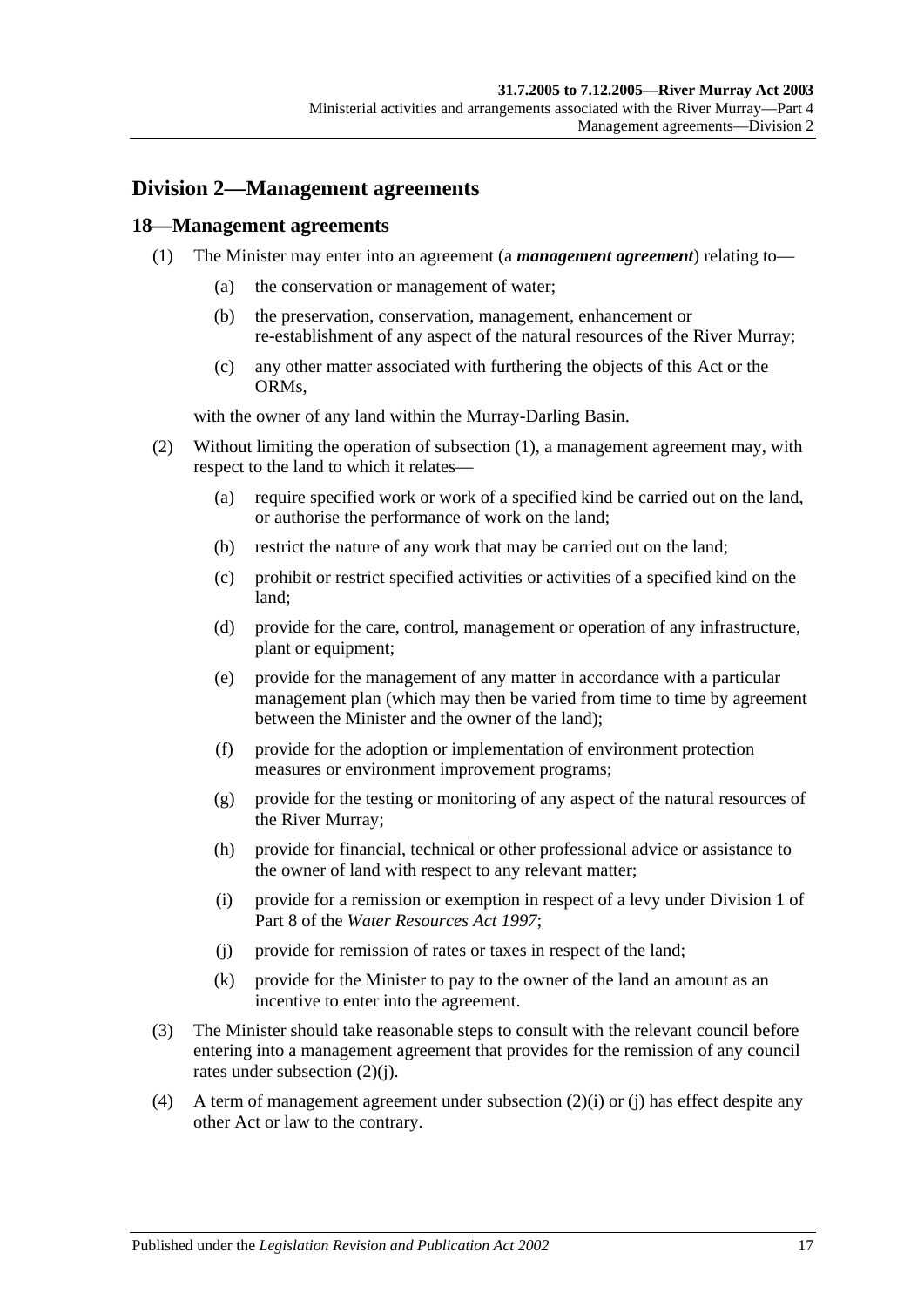## Division 2—Management agreements

### 18—Management agreements

(1) The Minister may enter into an agreement (a ***management agreement***) relating to—

  (a) the conservation or management of water;

  (b) the preservation, conservation, management, enhancement or re-establishment of any aspect of the natural resources of the River Murray;

  (c) any other matter associated with furthering the objects of this Act or the ORMs,

with the owner of any land within the Murray-Darling Basin.

(2) Without limiting the operation of subsection (1), a management agreement may, with respect to the land to which it relates—

  (a) require specified work or work of a specified kind be carried out on the land, or authorise the performance of work on the land;

  (b) restrict the nature of any work that may be carried out on the land;

  (c) prohibit or restrict specified activities or activities of a specified kind on the land;

  (d) provide for the care, control, management or operation of any infrastructure, plant or equipment;

  (e) provide for the management of any matter in accordance with a particular management plan (which may then be varied from time to time by agreement between the Minister and the owner of the land);

  (f) provide for the adoption or implementation of environment protection measures or environment improvement programs;

  (g) provide for the testing or monitoring of any aspect of the natural resources of the River Murray;

  (h) provide for financial, technical or other professional advice or assistance to the owner of land with respect to any relevant matter;

  (i) provide for a remission or exemption in respect of a levy under Division 1 of Part 8 of the *Water Resources Act 1997*;

  (j) provide for remission of rates or taxes in respect of the land;

  (k) provide for the Minister to pay to the owner of the land an amount as an incentive to enter into the agreement.

(3) The Minister should take reasonable steps to consult with the relevant council before entering into a management agreement that provides for the remission of any council rates under subsection (2)(j).

(4) A term of management agreement under subsection (2)(i) or (j) has effect despite any other Act or law to the contrary.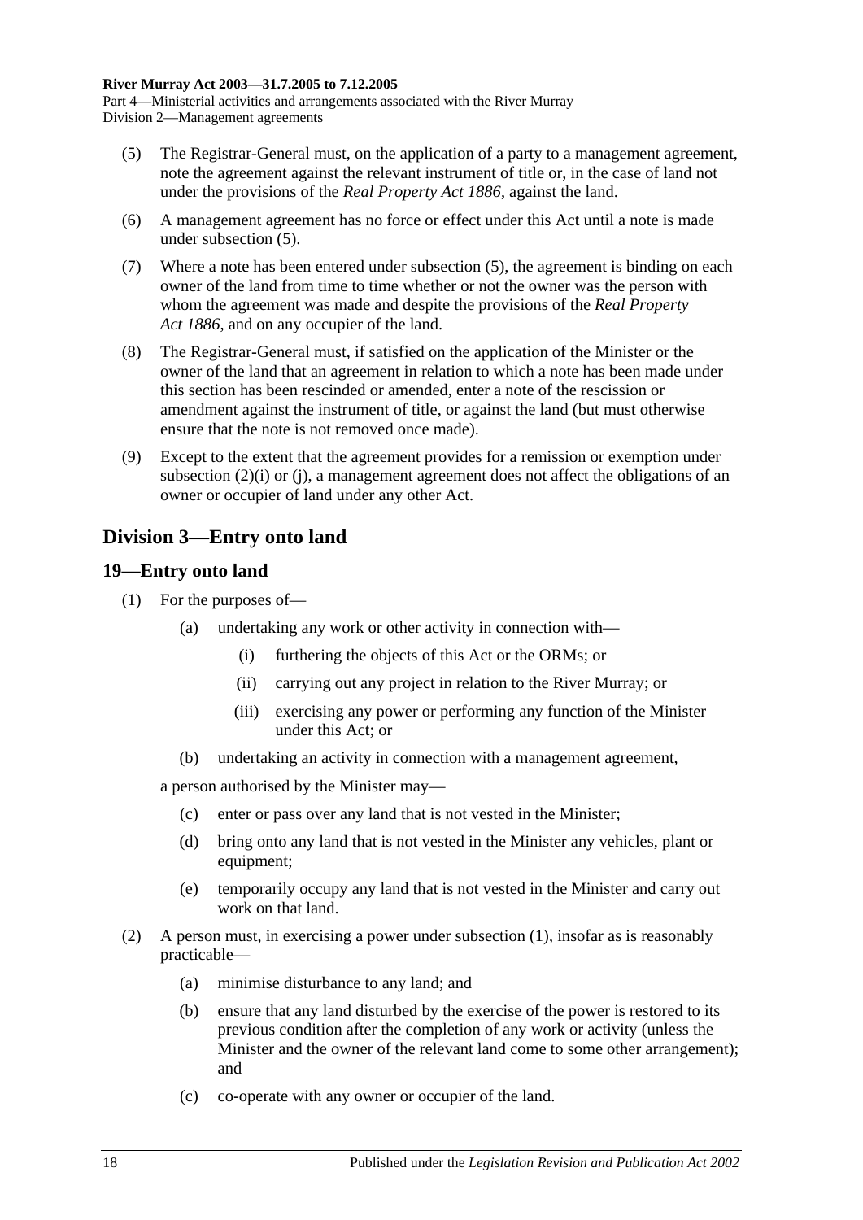(5) The Registrar-General must, on the application of a party to a management agreement, note the agreement against the relevant instrument of title or, in the case of land not under the provisions of the *Real Property Act 1886*, against the land.

(6) A management agreement has no force or effect under this Act until a note is made under subsection (5).

(7) Where a note has been entered under subsection (5), the agreement is binding on each owner of the land from time to time whether or not the owner was the person with whom the agreement was made and despite the provisions of the *Real Property Act 1886*, and on any occupier of the land.

(8) The Registrar-General must, if satisfied on the application of the Minister or the owner of the land that an agreement in relation to which a note has been made under this section has been rescinded or amended, enter a note of the rescission or amendment against the instrument of title, or against the land (but must otherwise ensure that the note is not removed once made).

(9) Except to the extent that the agreement provides for a remission or exemption under subsection (2)(i) or (j), a management agreement does not affect the obligations of an owner or occupier of land under any other Act.

## Division 3—Entry onto land

### 19—Entry onto land

(1) For the purposes of—

(a) undertaking any work or other activity in connection with—

(i) furthering the objects of this Act or the ORMs; or

(ii) carrying out any project in relation to the River Murray; or

(iii) exercising any power or performing any function of the Minister under this Act; or

(b) undertaking an activity in connection with a management agreement,

a person authorised by the Minister may—

(c) enter or pass over any land that is not vested in the Minister;

(d) bring onto any land that is not vested in the Minister any vehicles, plant or equipment;

(e) temporarily occupy any land that is not vested in the Minister and carry out work on that land.

(2) A person must, in exercising a power under subsection (1), insofar as is reasonably practicable—

(a) minimise disturbance to any land; and

(b) ensure that any land disturbed by the exercise of the power is restored to its previous condition after the completion of any work or activity (unless the Minister and the owner of the relevant land come to some other arrangement); and

(c) co-operate with any owner or occupier of the land.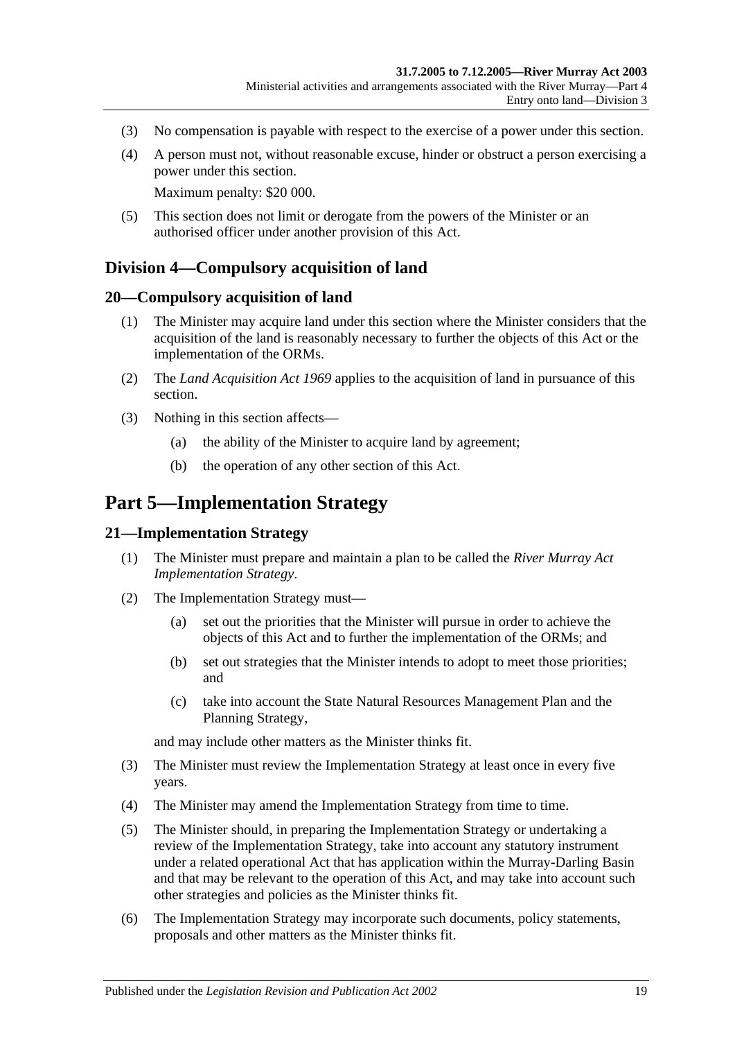(3) No compensation is payable with respect to the exercise of a power under this section.

(4) A person must not, without reasonable excuse, hinder or obstruct a person exercising a power under this section.

Maximum penalty: $20 000.

(5) This section does not limit or derogate from the powers of the Minister or an authorised officer under another provision of this Act.

## Division 4—Compulsory acquisition of land

### 20—Compulsory acquisition of land

(1) The Minister may acquire land under this section where the Minister considers that the acquisition of the land is reasonably necessary to further the objects of this Act or the implementation of the ORMs.

(2) The *Land Acquisition Act 1969* applies to the acquisition of land in pursuance of this section.

(3) Nothing in this section affects—

(a) the ability of the Minister to acquire land by agreement;

(b) the operation of any other section of this Act.

# Part 5—Implementation Strategy

### 21—Implementation Strategy

(1) The Minister must prepare and maintain a plan to be called the *River Murray Act Implementation Strategy*.

(2) The Implementation Strategy must—

(a) set out the priorities that the Minister will pursue in order to achieve the objects of this Act and to further the implementation of the ORMs; and

(b) set out strategies that the Minister intends to adopt to meet those priorities; and

(c) take into account the State Natural Resources Management Plan and the Planning Strategy,

and may include other matters as the Minister thinks fit.

(3) The Minister must review the Implementation Strategy at least once in every five years.

(4) The Minister may amend the Implementation Strategy from time to time.

(5) The Minister should, in preparing the Implementation Strategy or undertaking a review of the Implementation Strategy, take into account any statutory instrument under a related operational Act that has application within the Murray-Darling Basin and that may be relevant to the operation of this Act, and may take into account such other strategies and policies as the Minister thinks fit.

(6) The Implementation Strategy may incorporate such documents, policy statements, proposals and other matters as the Minister thinks fit.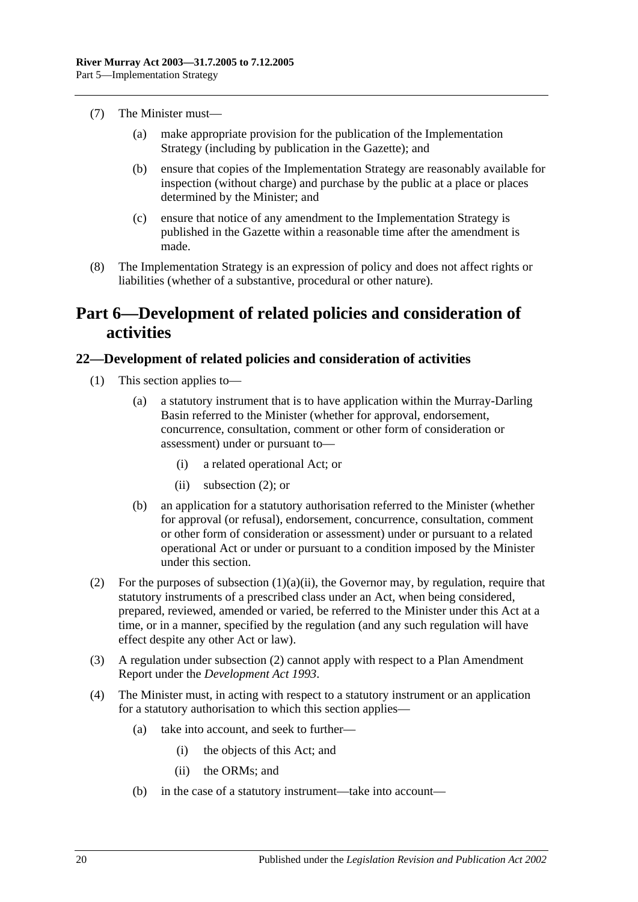(7) The Minister must—

  (a) make appropriate provision for the publication of the Implementation Strategy (including by publication in the Gazette); and

  (b) ensure that copies of the Implementation Strategy are reasonably available for inspection (without charge) and purchase by the public at a place or places determined by the Minister; and

  (c) ensure that notice of any amendment to the Implementation Strategy is published in the Gazette within a reasonable time after the amendment is made.

(8) The Implementation Strategy is an expression of policy and does not affect rights or liabilities (whether of a substantive, procedural or other nature).

# Part 6—Development of related policies and consideration of activities

## 22—Development of related policies and consideration of activities

(1) This section applies to—

  (a) a statutory instrument that is to have application within the Murray-Darling Basin referred to the Minister (whether for approval, endorsement, concurrence, consultation, comment or other form of consideration or assessment) under or pursuant to—

    (i) a related operational Act; or

    (ii) subsection (2); or

  (b) an application for a statutory authorisation referred to the Minister (whether for approval (or refusal), endorsement, concurrence, consultation, comment or other form of consideration or assessment) under or pursuant to a related operational Act or under or pursuant to a condition imposed by the Minister under this section.

(2) For the purposes of subsection (1)(a)(ii), the Governor may, by regulation, require that statutory instruments of a prescribed class under an Act, when being considered, prepared, reviewed, amended or varied, be referred to the Minister under this Act at a time, or in a manner, specified by the regulation (and any such regulation will have effect despite any other Act or law).

(3) A regulation under subsection (2) cannot apply with respect to a Plan Amendment Report under the *Development Act 1993*.

(4) The Minister must, in acting with respect to a statutory instrument or an application for a statutory authorisation to which this section applies—

  (a) take into account, and seek to further—

    (i) the objects of this Act; and

    (ii) the ORMs; and

  (b) in the case of a statutory instrument—take into account—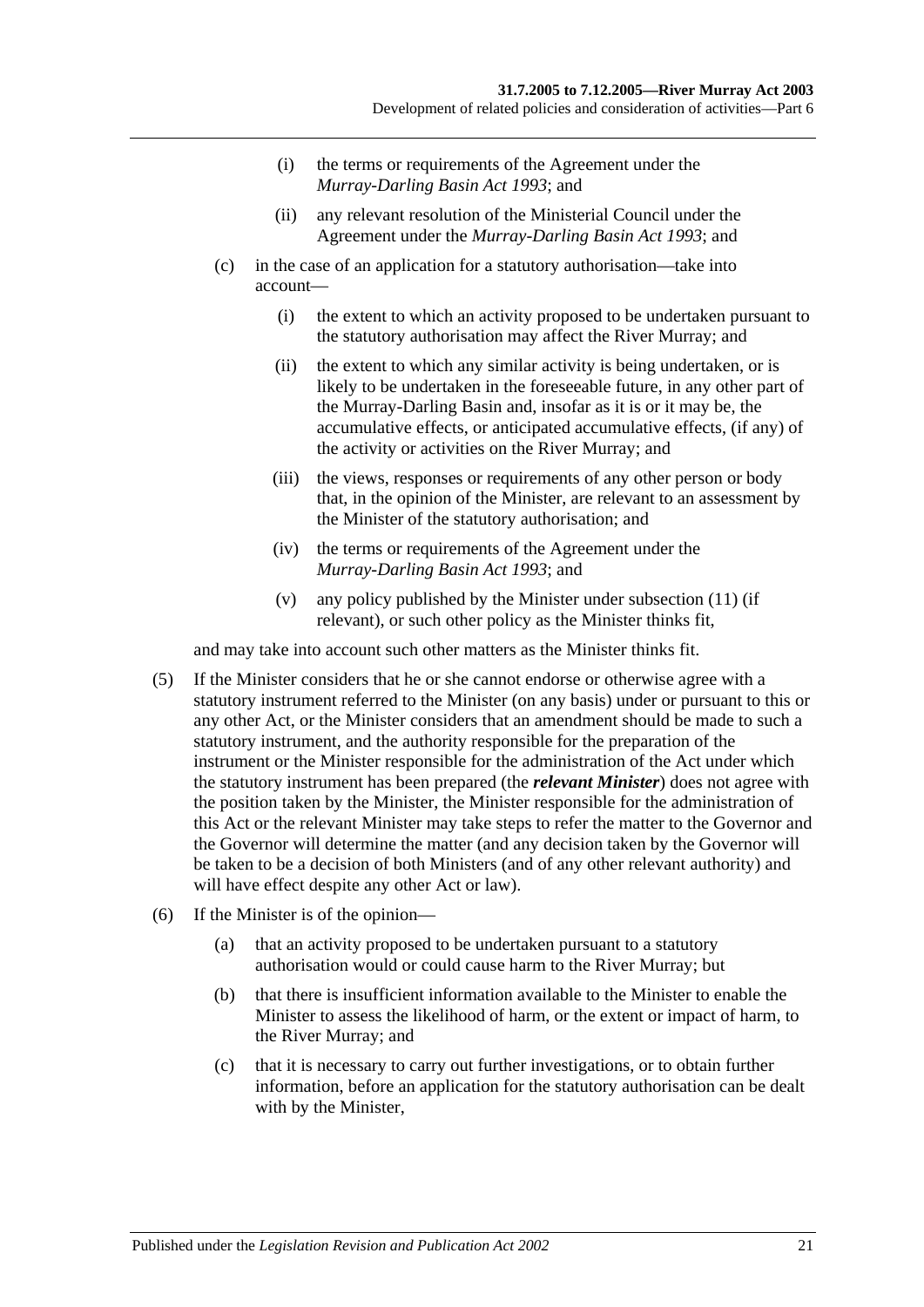(i) the terms or requirements of the Agreement under the *Murray-Darling Basin Act 1993*; and

(ii) any relevant resolution of the Ministerial Council under the Agreement under the *Murray-Darling Basin Act 1993*; and

(c) in the case of an application for a statutory authorisation—take into account—

(i) the extent to which an activity proposed to be undertaken pursuant to the statutory authorisation may affect the River Murray; and

(ii) the extent to which any similar activity is being undertaken, or is likely to be undertaken in the foreseeable future, in any other part of the Murray-Darling Basin and, insofar as it is or it may be, the accumulative effects, or anticipated accumulative effects, (if any) of the activity or activities on the River Murray; and

(iii) the views, responses or requirements of any other person or body that, in the opinion of the Minister, are relevant to an assessment by the Minister of the statutory authorisation; and

(iv) the terms or requirements of the Agreement under the *Murray-Darling Basin Act 1993*; and

(v) any policy published by the Minister under subsection (11) (if relevant), or such other policy as the Minister thinks fit,

and may take into account such other matters as the Minister thinks fit.

(5) If the Minister considers that he or she cannot endorse or otherwise agree with a statutory instrument referred to the Minister (on any basis) under or pursuant to this or any other Act, or the Minister considers that an amendment should be made to such a statutory instrument, and the authority responsible for the preparation of the instrument or the Minister responsible for the administration of the Act under which the statutory instrument has been prepared (the ***relevant Minister***) does not agree with the position taken by the Minister, the Minister responsible for the administration of this Act or the relevant Minister may take steps to refer the matter to the Governor and the Governor will determine the matter (and any decision taken by the Governor will be taken to be a decision of both Ministers (and of any other relevant authority) and will have effect despite any other Act or law).

(6) If the Minister is of the opinion—

(a) that an activity proposed to be undertaken pursuant to a statutory authorisation would or could cause harm to the River Murray; but

(b) that there is insufficient information available to the Minister to enable the Minister to assess the likelihood of harm, or the extent or impact of harm, to the River Murray; and

(c) that it is necessary to carry out further investigations, or to obtain further information, before an application for the statutory authorisation can be dealt with by the Minister,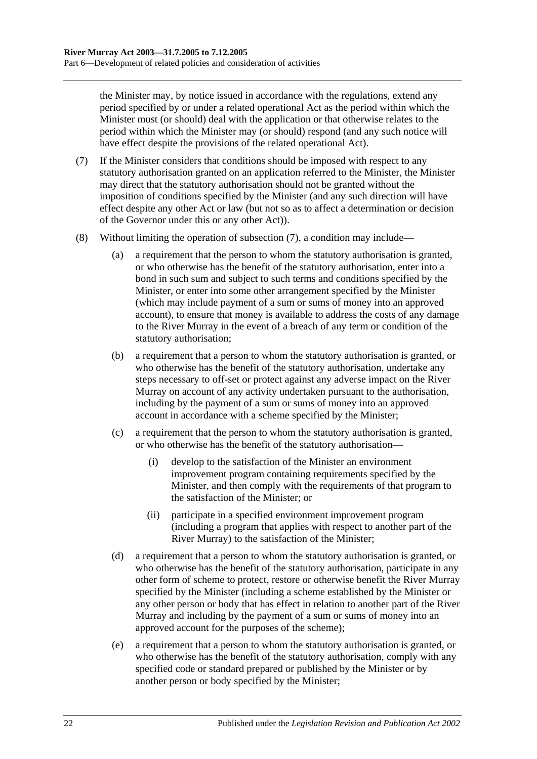the Minister may, by notice issued in accordance with the regulations, extend any period specified by or under a related operational Act as the period within which the Minister must (or should) deal with the application or that otherwise relates to the period within which the Minister may (or should) respond (and any such notice will have effect despite the provisions of the related operational Act).

(7) If the Minister considers that conditions should be imposed with respect to any statutory authorisation granted on an application referred to the Minister, the Minister may direct that the statutory authorisation should not be granted without the imposition of conditions specified by the Minister (and any such direction will have effect despite any other Act or law (but not so as to affect a determination or decision of the Governor under this or any other Act)).

(8) Without limiting the operation of subsection (7), a condition may include—

(a) a requirement that the person to whom the statutory authorisation is granted, or who otherwise has the benefit of the statutory authorisation, enter into a bond in such sum and subject to such terms and conditions specified by the Minister, or enter into some other arrangement specified by the Minister (which may include payment of a sum or sums of money into an approved account), to ensure that money is available to address the costs of any damage to the River Murray in the event of a breach of any term or condition of the statutory authorisation;

(b) a requirement that a person to whom the statutory authorisation is granted, or who otherwise has the benefit of the statutory authorisation, undertake any steps necessary to off-set or protect against any adverse impact on the River Murray on account of any activity undertaken pursuant to the authorisation, including by the payment of a sum or sums of money into an approved account in accordance with a scheme specified by the Minister;

(c) a requirement that the person to whom the statutory authorisation is granted, or who otherwise has the benefit of the statutory authorisation—

(i) develop to the satisfaction of the Minister an environment improvement program containing requirements specified by the Minister, and then comply with the requirements of that program to the satisfaction of the Minister; or

(ii) participate in a specified environment improvement program (including a program that applies with respect to another part of the River Murray) to the satisfaction of the Minister;

(d) a requirement that a person to whom the statutory authorisation is granted, or who otherwise has the benefit of the statutory authorisation, participate in any other form of scheme to protect, restore or otherwise benefit the River Murray specified by the Minister (including a scheme established by the Minister or any other person or body that has effect in relation to another part of the River Murray and including by the payment of a sum or sums of money into an approved account for the purposes of the scheme);

(e) a requirement that a person to whom the statutory authorisation is granted, or who otherwise has the benefit of the statutory authorisation, comply with any specified code or standard prepared or published by the Minister or by another person or body specified by the Minister;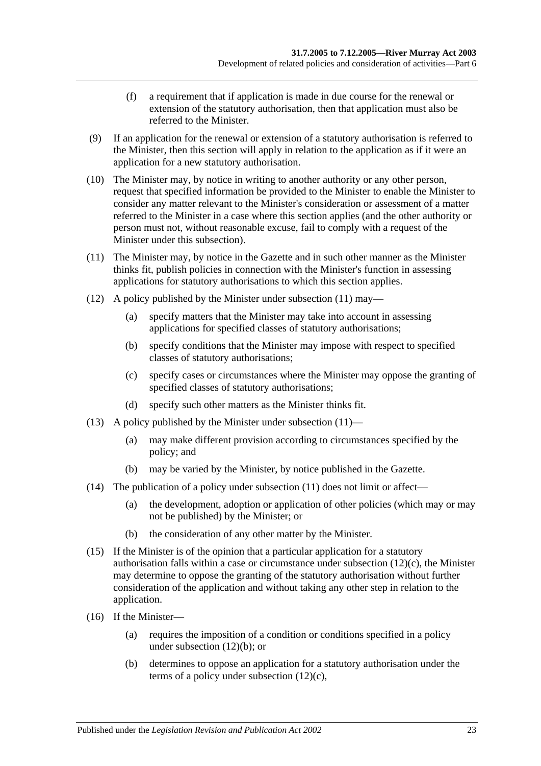(f) a requirement that if application is made in due course for the renewal or extension of the statutory authorisation, then that application must also be referred to the Minister.

(9) If an application for the renewal or extension of a statutory authorisation is referred to the Minister, then this section will apply in relation to the application as if it were an application for a new statutory authorisation.

(10) The Minister may, by notice in writing to another authority or any other person, request that specified information be provided to the Minister to enable the Minister to consider any matter relevant to the Minister's consideration or assessment of a matter referred to the Minister in a case where this section applies (and the other authority or person must not, without reasonable excuse, fail to comply with a request of the Minister under this subsection).

(11) The Minister may, by notice in the Gazette and in such other manner as the Minister thinks fit, publish policies in connection with the Minister's function in assessing applications for statutory authorisations to which this section applies.

(12) A policy published by the Minister under subsection (11) may—

(a) specify matters that the Minister may take into account in assessing applications for specified classes of statutory authorisations;

(b) specify conditions that the Minister may impose with respect to specified classes of statutory authorisations;

(c) specify cases or circumstances where the Minister may oppose the granting of specified classes of statutory authorisations;

(d) specify such other matters as the Minister thinks fit.

(13) A policy published by the Minister under subsection (11)—

(a) may make different provision according to circumstances specified by the policy; and

(b) may be varied by the Minister, by notice published in the Gazette.

(14) The publication of a policy under subsection (11) does not limit or affect—

(a) the development, adoption or application of other policies (which may or may not be published) by the Minister; or

(b) the consideration of any other matter by the Minister.

(15) If the Minister is of the opinion that a particular application for a statutory authorisation falls within a case or circumstance under subsection (12)(c), the Minister may determine to oppose the granting of the statutory authorisation without further consideration of the application and without taking any other step in relation to the application.

(16) If the Minister—

(a) requires the imposition of a condition or conditions specified in a policy under subsection (12)(b); or

(b) determines to oppose an application for a statutory authorisation under the terms of a policy under subsection (12)(c),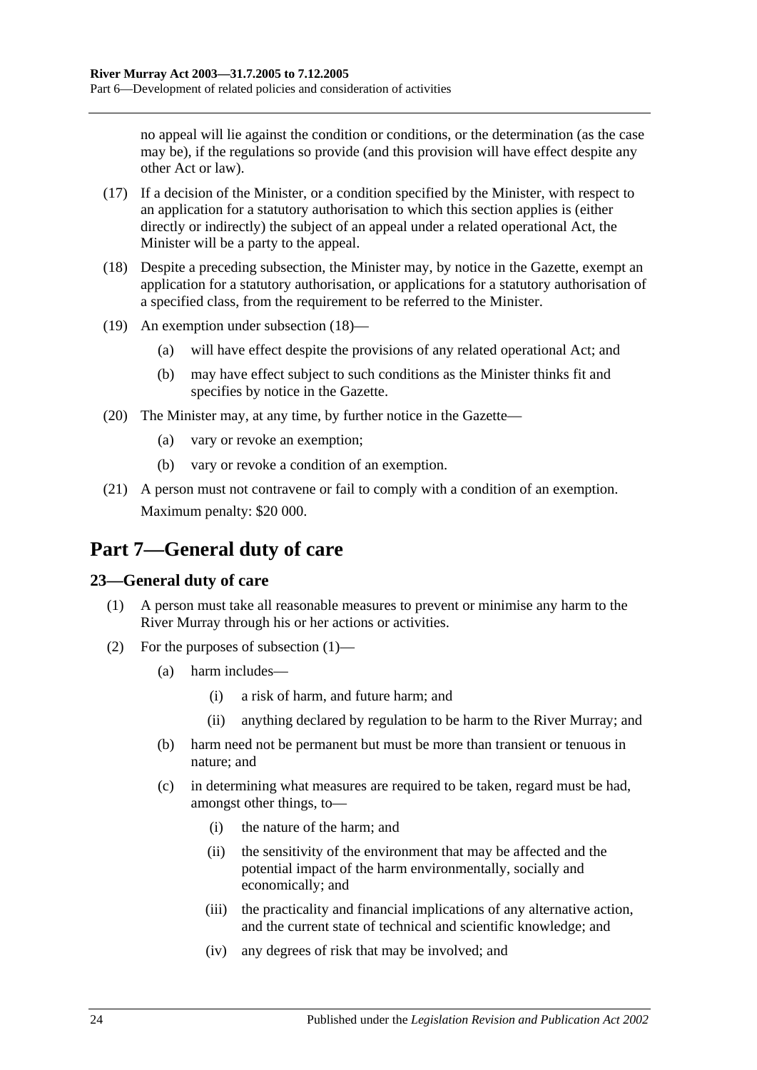no appeal will lie against the condition or conditions, or the determination (as the case may be), if the regulations so provide (and this provision will have effect despite any other Act or law).

(17) If a decision of the Minister, or a condition specified by the Minister, with respect to an application for a statutory authorisation to which this section applies is (either directly or indirectly) the subject of an appeal under a related operational Act, the Minister will be a party to the appeal.

(18) Despite a preceding subsection, the Minister may, by notice in the Gazette, exempt an application for a statutory authorisation, or applications for a statutory authorisation of a specified class, from the requirement to be referred to the Minister.

(19) An exemption under subsection (18)—

(a) will have effect despite the provisions of any related operational Act; and

(b) may have effect subject to such conditions as the Minister thinks fit and specifies by notice in the Gazette.

(20) The Minister may, at any time, by further notice in the Gazette—

(a) vary or revoke an exemption;

(b) vary or revoke a condition of an exemption.

(21) A person must not contravene or fail to comply with a condition of an exemption.

Maximum penalty: $20 000.

# Part 7—General duty of care

## 23—General duty of care

(1) A person must take all reasonable measures to prevent or minimise any harm to the River Murray through his or her actions or activities.

(2) For the purposes of subsection (1)—

(a) harm includes—

(i) a risk of harm, and future harm; and

(ii) anything declared by regulation to be harm to the River Murray; and

(b) harm need not be permanent but must be more than transient or tenuous in nature; and

(c) in determining what measures are required to be taken, regard must be had, amongst other things, to—

(i) the nature of the harm; and

(ii) the sensitivity of the environment that may be affected and the potential impact of the harm environmentally, socially and economically; and

(iii) the practicality and financial implications of any alternative action, and the current state of technical and scientific knowledge; and

(iv) any degrees of risk that may be involved; and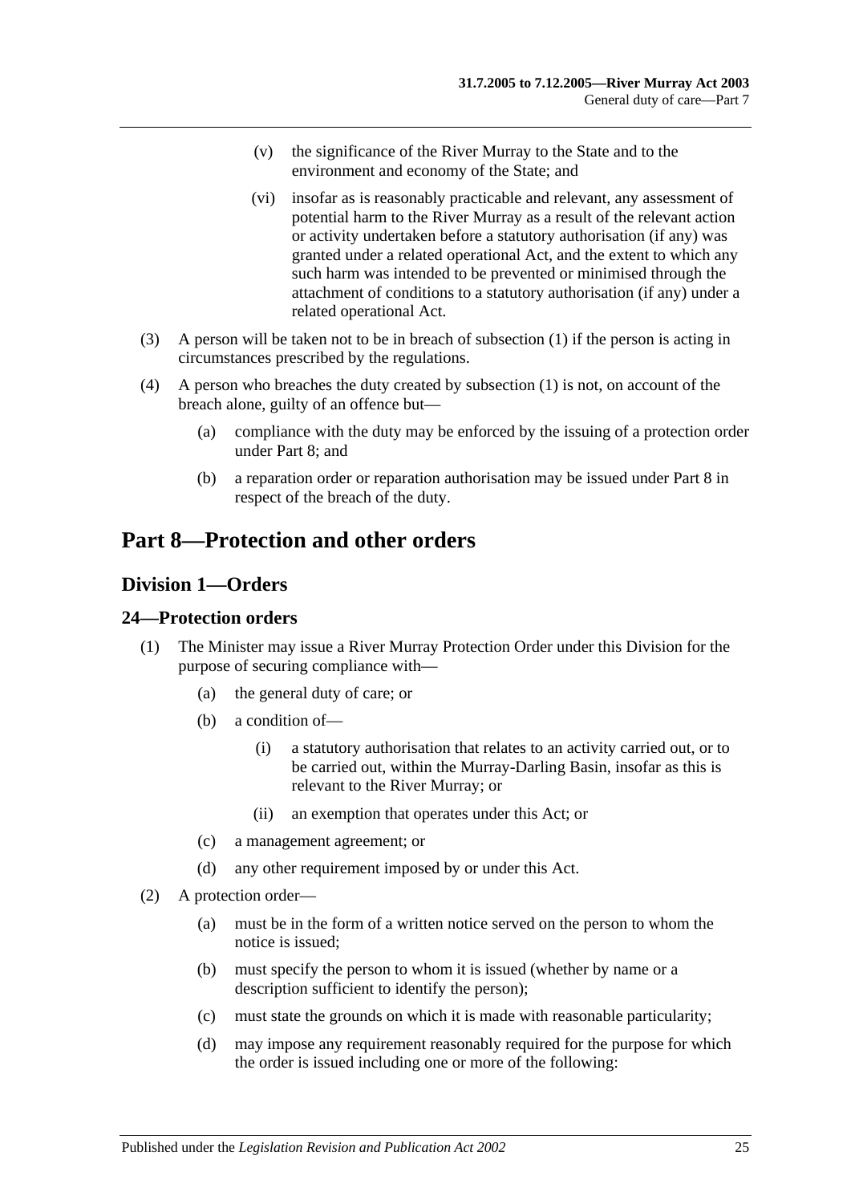(v) the significance of the River Murray to the State and to the environment and economy of the State; and

(vi) insofar as is reasonably practicable and relevant, any assessment of potential harm to the River Murray as a result of the relevant action or activity undertaken before a statutory authorisation (if any) was granted under a related operational Act, and the extent to which any such harm was intended to be prevented or minimised through the attachment of conditions to a statutory authorisation (if any) under a related operational Act.

(3) A person will be taken not to be in breach of subsection (1) if the person is acting in circumstances prescribed by the regulations.

(4) A person who breaches the duty created by subsection (1) is not, on account of the breach alone, guilty of an offence but—

(a) compliance with the duty may be enforced by the issuing of a protection order under Part 8; and

(b) a reparation order or reparation authorisation may be issued under Part 8 in respect of the breach of the duty.

# Part 8—Protection and other orders

## Division 1—Orders

### 24—Protection orders

(1) The Minister may issue a River Murray Protection Order under this Division for the purpose of securing compliance with—

(a) the general duty of care; or

(b) a condition of—

(i) a statutory authorisation that relates to an activity carried out, or to be carried out, within the Murray-Darling Basin, insofar as this is relevant to the River Murray; or

(ii) an exemption that operates under this Act; or

(c) a management agreement; or

(d) any other requirement imposed by or under this Act.

(2) A protection order—

(a) must be in the form of a written notice served on the person to whom the notice is issued;

(b) must specify the person to whom it is issued (whether by name or a description sufficient to identify the person);

(c) must state the grounds on which it is made with reasonable particularity;

(d) may impose any requirement reasonably required for the purpose for which the order is issued including one or more of the following: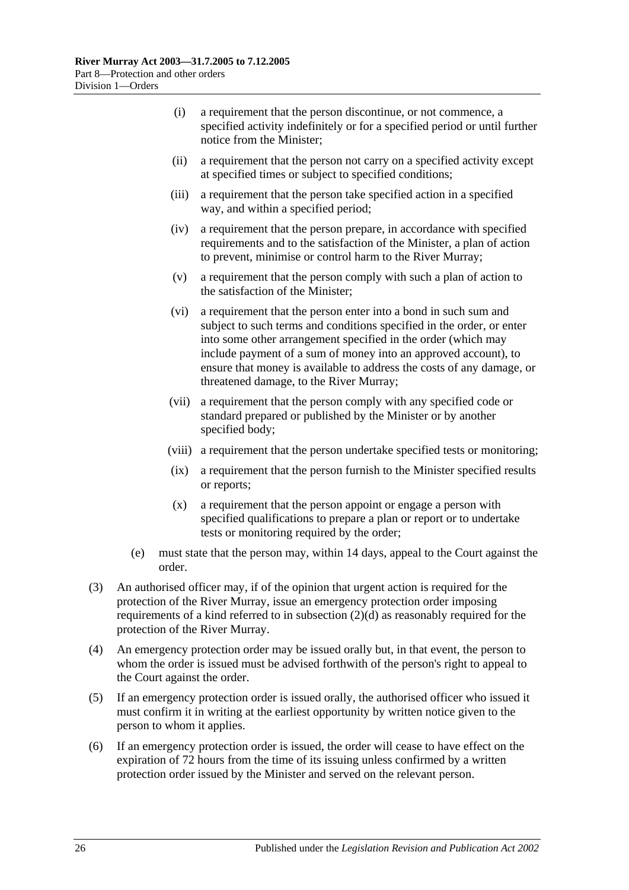- (i) a requirement that the person discontinue, or not commence, a specified activity indefinitely or for a specified period or until further notice from the Minister;
- (ii) a requirement that the person not carry on a specified activity except at specified times or subject to specified conditions;
- (iii) a requirement that the person take specified action in a specified way, and within a specified period;
- (iv) a requirement that the person prepare, in accordance with specified requirements and to the satisfaction of the Minister, a plan of action to prevent, minimise or control harm to the River Murray;
- (v) a requirement that the person comply with such a plan of action to the satisfaction of the Minister;
- (vi) a requirement that the person enter into a bond in such sum and subject to such terms and conditions specified in the order, or enter into some other arrangement specified in the order (which may include payment of a sum of money into an approved account), to ensure that money is available to address the costs of any damage, or threatened damage, to the River Murray;
- (vii) a requirement that the person comply with any specified code or standard prepared or published by the Minister or by another specified body;
- (viii) a requirement that the person undertake specified tests or monitoring;
- (ix) a requirement that the person furnish to the Minister specified results or reports;
- (x) a requirement that the person appoint or engage a person with specified qualifications to prepare a plan or report or to undertake tests or monitoring required by the order;

(e) must state that the person may, within 14 days, appeal to the Court against the order.

(3) An authorised officer may, if of the opinion that urgent action is required for the protection of the River Murray, issue an emergency protection order imposing requirements of a kind referred to in subsection (2)(d) as reasonably required for the protection of the River Murray.

(4) An emergency protection order may be issued orally but, in that event, the person to whom the order is issued must be advised forthwith of the person's right to appeal to the Court against the order.

(5) If an emergency protection order is issued orally, the authorised officer who issued it must confirm it in writing at the earliest opportunity by written notice given to the person to whom it applies.

(6) If an emergency protection order is issued, the order will cease to have effect on the expiration of 72 hours from the time of its issuing unless confirmed by a written protection order issued by the Minister and served on the relevant person.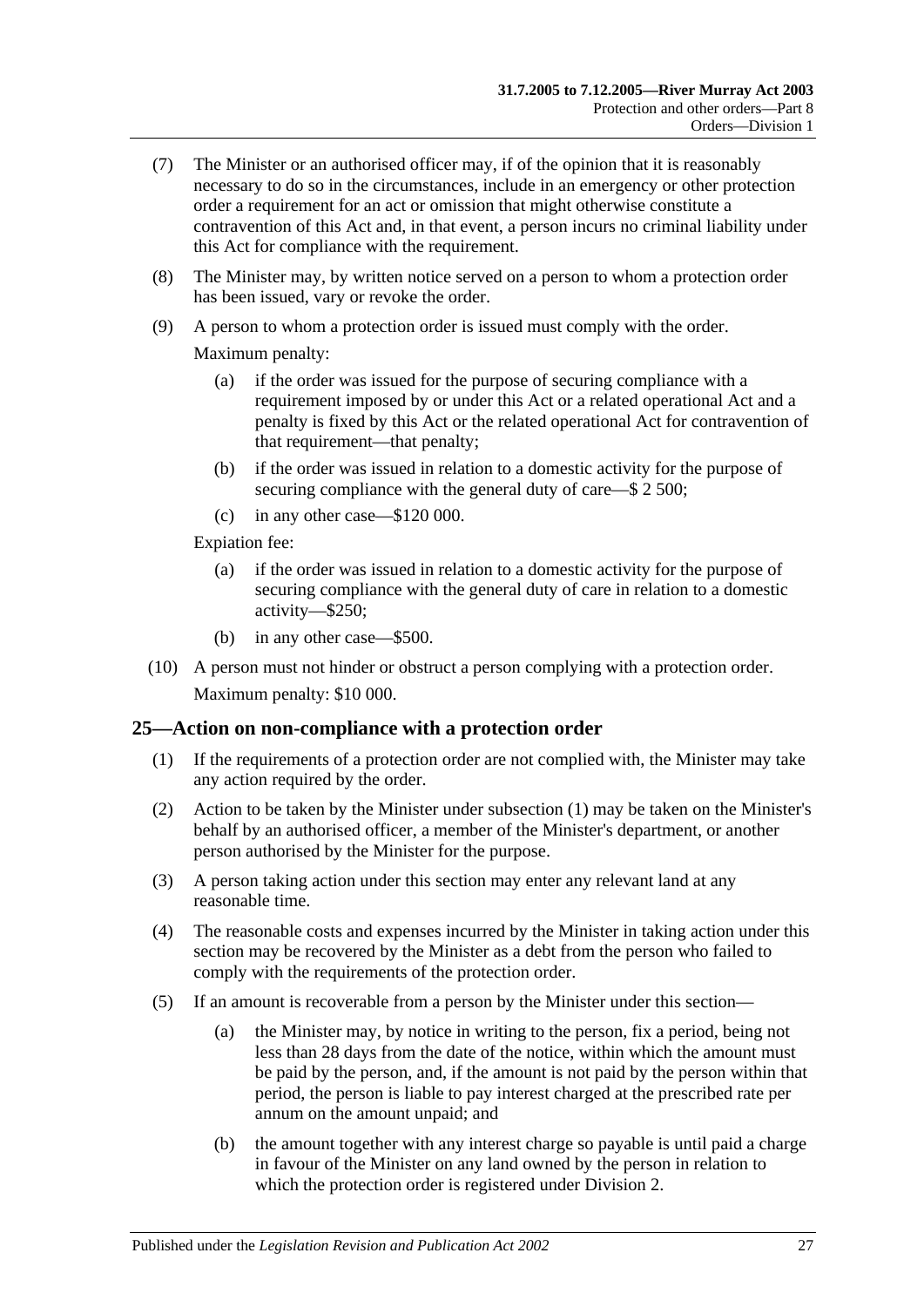(7) The Minister or an authorised officer may, if of the opinion that it is reasonably necessary to do so in the circumstances, include in an emergency or other protection order a requirement for an act or omission that might otherwise constitute a contravention of this Act and, in that event, a person incurs no criminal liability under this Act for compliance with the requirement.

(8) The Minister may, by written notice served on a person to whom a protection order has been issued, vary or revoke the order.

(9) A person to whom a protection order is issued must comply with the order.

Maximum penalty:

(a) if the order was issued for the purpose of securing compliance with a requirement imposed by or under this Act or a related operational Act and a penalty is fixed by this Act or the related operational Act for contravention of that requirement—that penalty;

(b) if the order was issued in relation to a domestic activity for the purpose of securing compliance with the general duty of care—$ 2 500;

(c) in any other case—$120 000.

Expiation fee:

(a) if the order was issued in relation to a domestic activity for the purpose of securing compliance with the general duty of care in relation to a domestic activity—$250;

(b) in any other case—$500.

(10) A person must not hinder or obstruct a person complying with a protection order.

Maximum penalty: $10 000.

## 25—Action on non-compliance with a protection order

(1) If the requirements of a protection order are not complied with, the Minister may take any action required by the order.

(2) Action to be taken by the Minister under subsection (1) may be taken on the Minister's behalf by an authorised officer, a member of the Minister's department, or another person authorised by the Minister for the purpose.

(3) A person taking action under this section may enter any relevant land at any reasonable time.

(4) The reasonable costs and expenses incurred by the Minister in taking action under this section may be recovered by the Minister as a debt from the person who failed to comply with the requirements of the protection order.

(5) If an amount is recoverable from a person by the Minister under this section—

(a) the Minister may, by notice in writing to the person, fix a period, being not less than 28 days from the date of the notice, within which the amount must be paid by the person, and, if the amount is not paid by the person within that period, the person is liable to pay interest charged at the prescribed rate per annum on the amount unpaid; and

(b) the amount together with any interest charge so payable is until paid a charge in favour of the Minister on any land owned by the person in relation to which the protection order is registered under Division 2.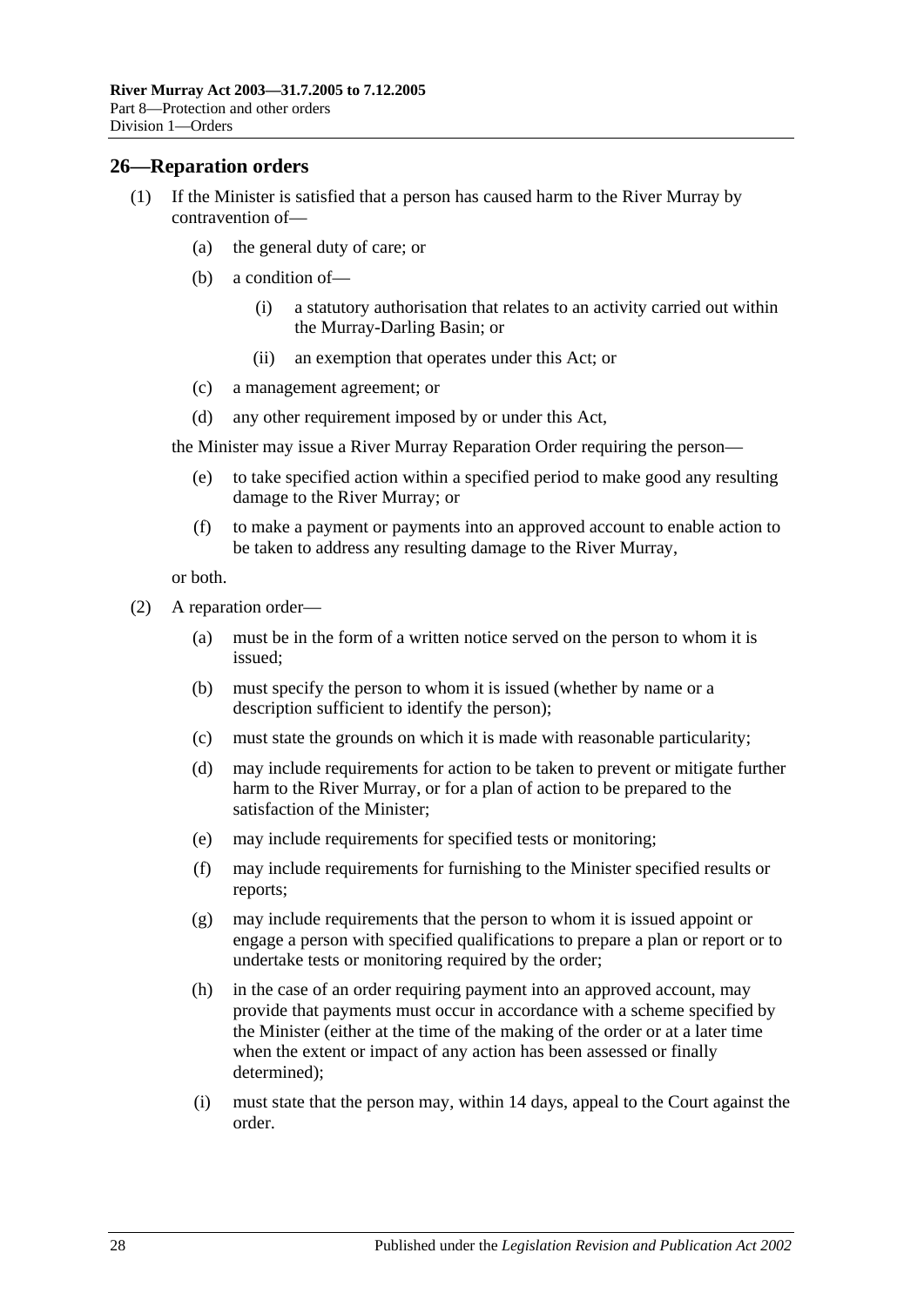## 26—Reparation orders

(1) If the Minister is satisfied that a person has caused harm to the River Murray by contravention of—

(a) the general duty of care; or

(b) a condition of—

(i) a statutory authorisation that relates to an activity carried out within the Murray-Darling Basin; or

(ii) an exemption that operates under this Act; or

(c) a management agreement; or

(d) any other requirement imposed by or under this Act,

the Minister may issue a River Murray Reparation Order requiring the person—

(e) to take specified action within a specified period to make good any resulting damage to the River Murray; or

(f) to make a payment or payments into an approved account to enable action to be taken to address any resulting damage to the River Murray,

or both.

(2) A reparation order—

(a) must be in the form of a written notice served on the person to whom it is issued;

(b) must specify the person to whom it is issued (whether by name or a description sufficient to identify the person);

(c) must state the grounds on which it is made with reasonable particularity;

(d) may include requirements for action to be taken to prevent or mitigate further harm to the River Murray, or for a plan of action to be prepared to the satisfaction of the Minister;

(e) may include requirements for specified tests or monitoring;

(f) may include requirements for furnishing to the Minister specified results or reports;

(g) may include requirements that the person to whom it is issued appoint or engage a person with specified qualifications to prepare a plan or report or to undertake tests or monitoring required by the order;

(h) in the case of an order requiring payment into an approved account, may provide that payments must occur in accordance with a scheme specified by the Minister (either at the time of the making of the order or at a later time when the extent or impact of any action has been assessed or finally determined);

(i) must state that the person may, within 14 days, appeal to the Court against the order.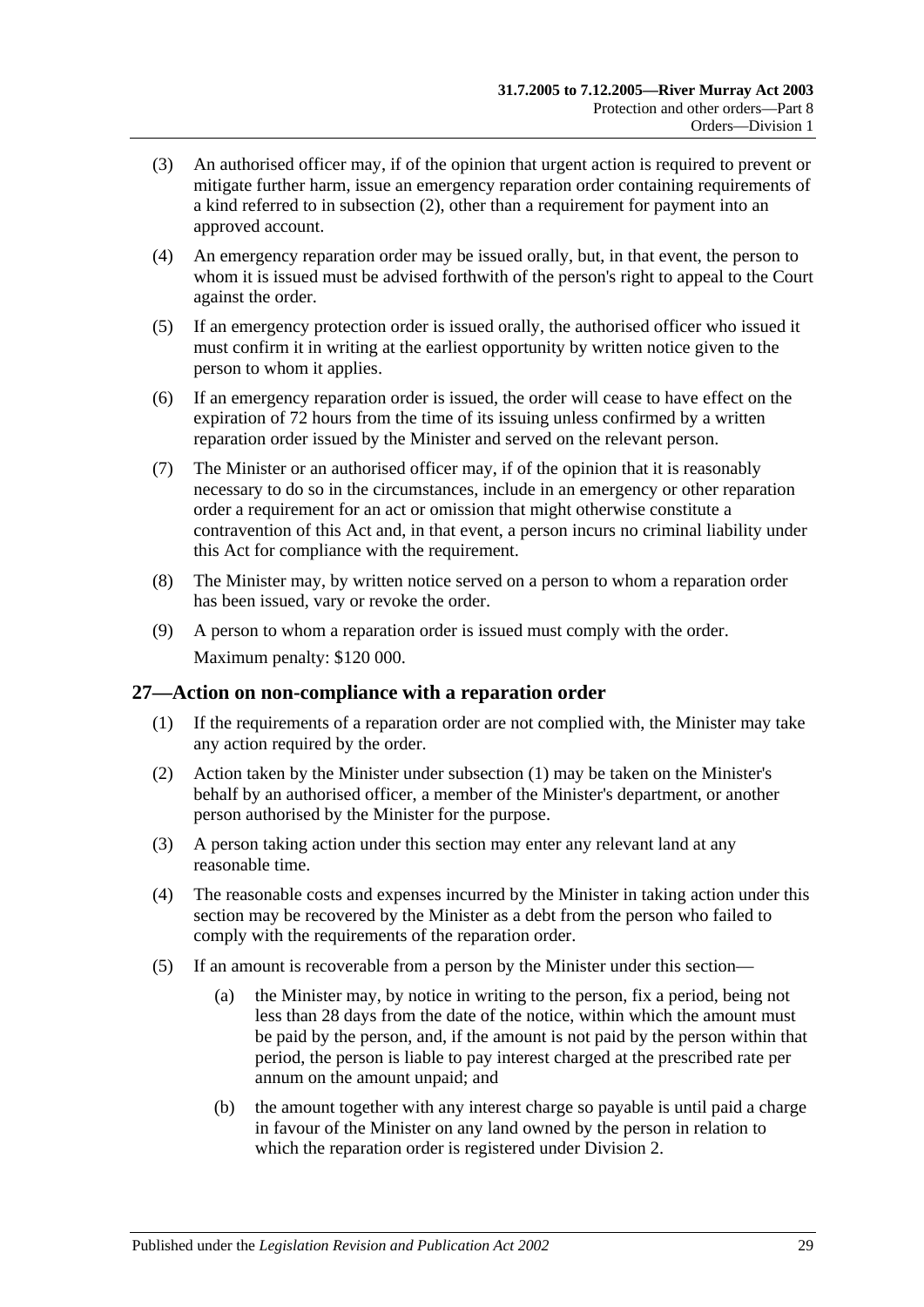(3) An authorised officer may, if of the opinion that urgent action is required to prevent or mitigate further harm, issue an emergency reparation order containing requirements of a kind referred to in subsection (2), other than a requirement for payment into an approved account.

(4) An emergency reparation order may be issued orally, but, in that event, the person to whom it is issued must be advised forthwith of the person's right to appeal to the Court against the order.

(5) If an emergency protection order is issued orally, the authorised officer who issued it must confirm it in writing at the earliest opportunity by written notice given to the person to whom it applies.

(6) If an emergency reparation order is issued, the order will cease to have effect on the expiration of 72 hours from the time of its issuing unless confirmed by a written reparation order issued by the Minister and served on the relevant person.

(7) The Minister or an authorised officer may, if of the opinion that it is reasonably necessary to do so in the circumstances, include in an emergency or other reparation order a requirement for an act or omission that might otherwise constitute a contravention of this Act and, in that event, a person incurs no criminal liability under this Act for compliance with the requirement.

(8) The Minister may, by written notice served on a person to whom a reparation order has been issued, vary or revoke the order.

(9) A person to whom a reparation order is issued must comply with the order.

Maximum penalty: $120 000.

## 27—Action on non-compliance with a reparation order

(1) If the requirements of a reparation order are not complied with, the Minister may take any action required by the order.

(2) Action taken by the Minister under subsection (1) may be taken on the Minister's behalf by an authorised officer, a member of the Minister's department, or another person authorised by the Minister for the purpose.

(3) A person taking action under this section may enter any relevant land at any reasonable time.

(4) The reasonable costs and expenses incurred by the Minister in taking action under this section may be recovered by the Minister as a debt from the person who failed to comply with the requirements of the reparation order.

(5) If an amount is recoverable from a person by the Minister under this section—

(a) the Minister may, by notice in writing to the person, fix a period, being not less than 28 days from the date of the notice, within which the amount must be paid by the person, and, if the amount is not paid by the person within that period, the person is liable to pay interest charged at the prescribed rate per annum on the amount unpaid; and

(b) the amount together with any interest charge so payable is until paid a charge in favour of the Minister on any land owned by the person in relation to which the reparation order is registered under Division 2.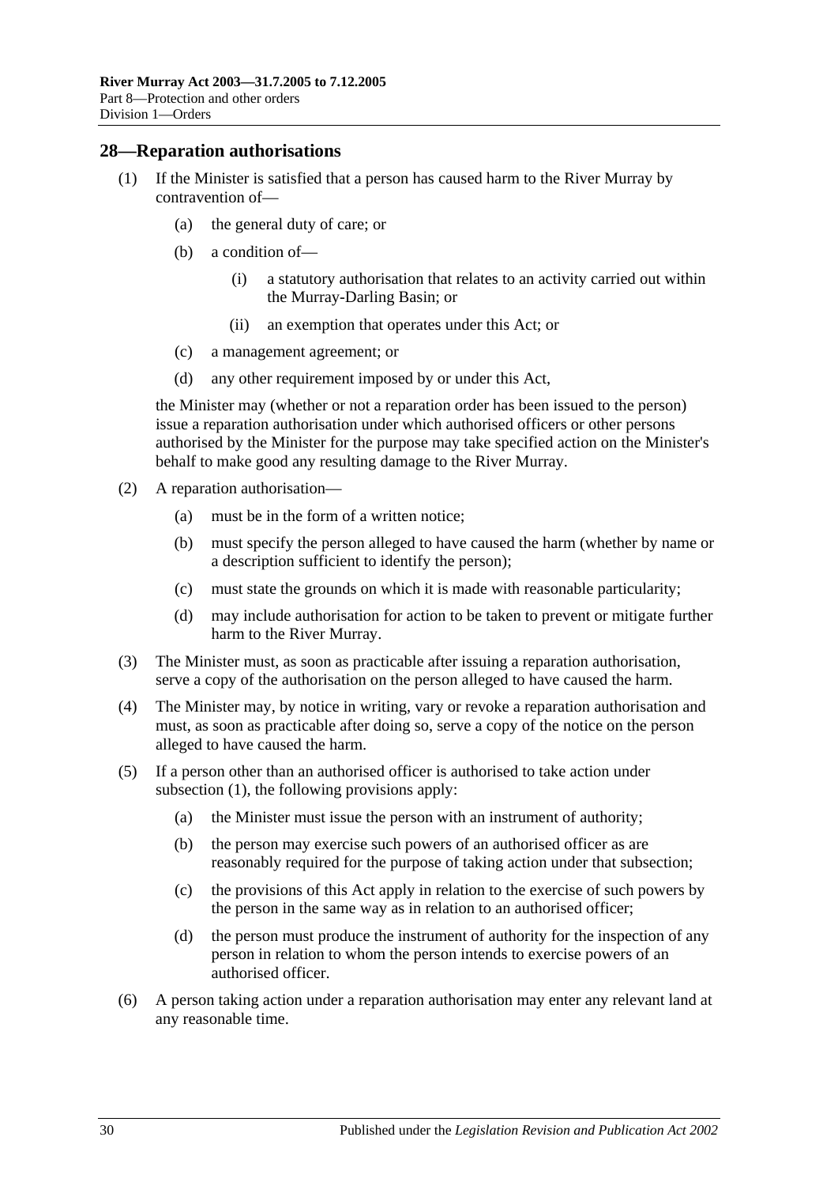## 28—Reparation authorisations

(1) If the Minister is satisfied that a person has caused harm to the River Murray by contravention of—

(a) the general duty of care; or

(b) a condition of—

(i) a statutory authorisation that relates to an activity carried out within the Murray-Darling Basin; or

(ii) an exemption that operates under this Act; or

(c) a management agreement; or

(d) any other requirement imposed by or under this Act,

the Minister may (whether or not a reparation order has been issued to the person) issue a reparation authorisation under which authorised officers or other persons authorised by the Minister for the purpose may take specified action on the Minister's behalf to make good any resulting damage to the River Murray.

(2) A reparation authorisation—

(a) must be in the form of a written notice;

(b) must specify the person alleged to have caused the harm (whether by name or a description sufficient to identify the person);

(c) must state the grounds on which it is made with reasonable particularity;

(d) may include authorisation for action to be taken to prevent or mitigate further harm to the River Murray.

(3) The Minister must, as soon as practicable after issuing a reparation authorisation, serve a copy of the authorisation on the person alleged to have caused the harm.

(4) The Minister may, by notice in writing, vary or revoke a reparation authorisation and must, as soon as practicable after doing so, serve a copy of the notice on the person alleged to have caused the harm.

(5) If a person other than an authorised officer is authorised to take action under subsection (1), the following provisions apply:

(a) the Minister must issue the person with an instrument of authority;

(b) the person may exercise such powers of an authorised officer as are reasonably required for the purpose of taking action under that subsection;

(c) the provisions of this Act apply in relation to the exercise of such powers by the person in the same way as in relation to an authorised officer;

(d) the person must produce the instrument of authority for the inspection of any person in relation to whom the person intends to exercise powers of an authorised officer.

(6) A person taking action under a reparation authorisation may enter any relevant land at any reasonable time.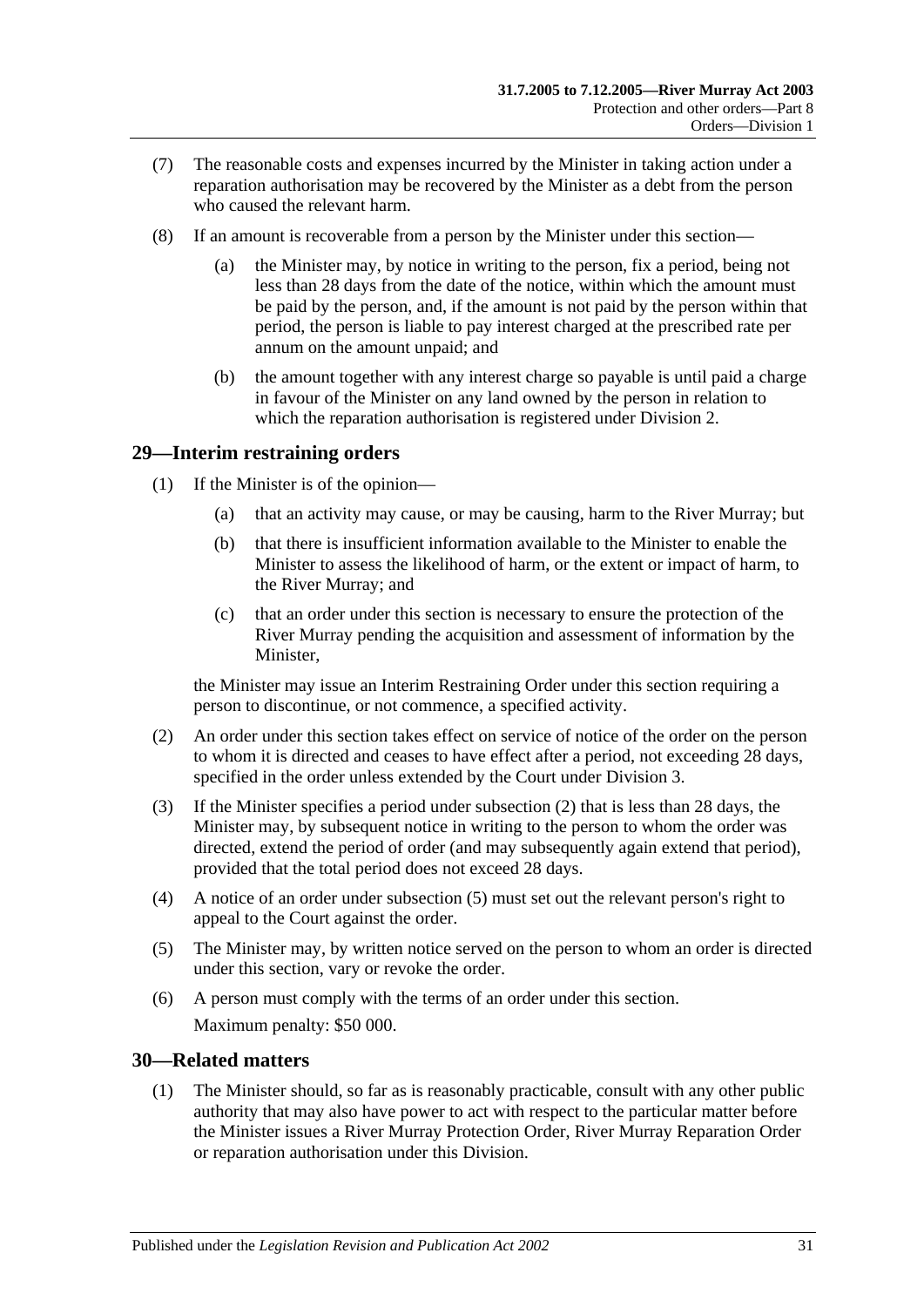(7) The reasonable costs and expenses incurred by the Minister in taking action under a reparation authorisation may be recovered by the Minister as a debt from the person who caused the relevant harm.

(8) If an amount is recoverable from a person by the Minister under this section—

(a) the Minister may, by notice in writing to the person, fix a period, being not less than 28 days from the date of the notice, within which the amount must be paid by the person, and, if the amount is not paid by the person within that period, the person is liable to pay interest charged at the prescribed rate per annum on the amount unpaid; and

(b) the amount together with any interest charge so payable is until paid a charge in favour of the Minister on any land owned by the person in relation to which the reparation authorisation is registered under Division 2.

## 29—Interim restraining orders

(1) If the Minister is of the opinion—

(a) that an activity may cause, or may be causing, harm to the River Murray; but

(b) that there is insufficient information available to the Minister to enable the Minister to assess the likelihood of harm, or the extent or impact of harm, to the River Murray; and

(c) that an order under this section is necessary to ensure the protection of the River Murray pending the acquisition and assessment of information by the Minister,

the Minister may issue an Interim Restraining Order under this section requiring a person to discontinue, or not commence, a specified activity.

(2) An order under this section takes effect on service of notice of the order on the person to whom it is directed and ceases to have effect after a period, not exceeding 28 days, specified in the order unless extended by the Court under Division 3.

(3) If the Minister specifies a period under subsection (2) that is less than 28 days, the Minister may, by subsequent notice in writing to the person to whom the order was directed, extend the period of order (and may subsequently again extend that period), provided that the total period does not exceed 28 days.

(4) A notice of an order under subsection (5) must set out the relevant person's right to appeal to the Court against the order.

(5) The Minister may, by written notice served on the person to whom an order is directed under this section, vary or revoke the order.

(6) A person must comply with the terms of an order under this section.

Maximum penalty: $50 000.

## 30—Related matters

(1) The Minister should, so far as is reasonably practicable, consult with any other public authority that may also have power to act with respect to the particular matter before the Minister issues a River Murray Protection Order, River Murray Reparation Order or reparation authorisation under this Division.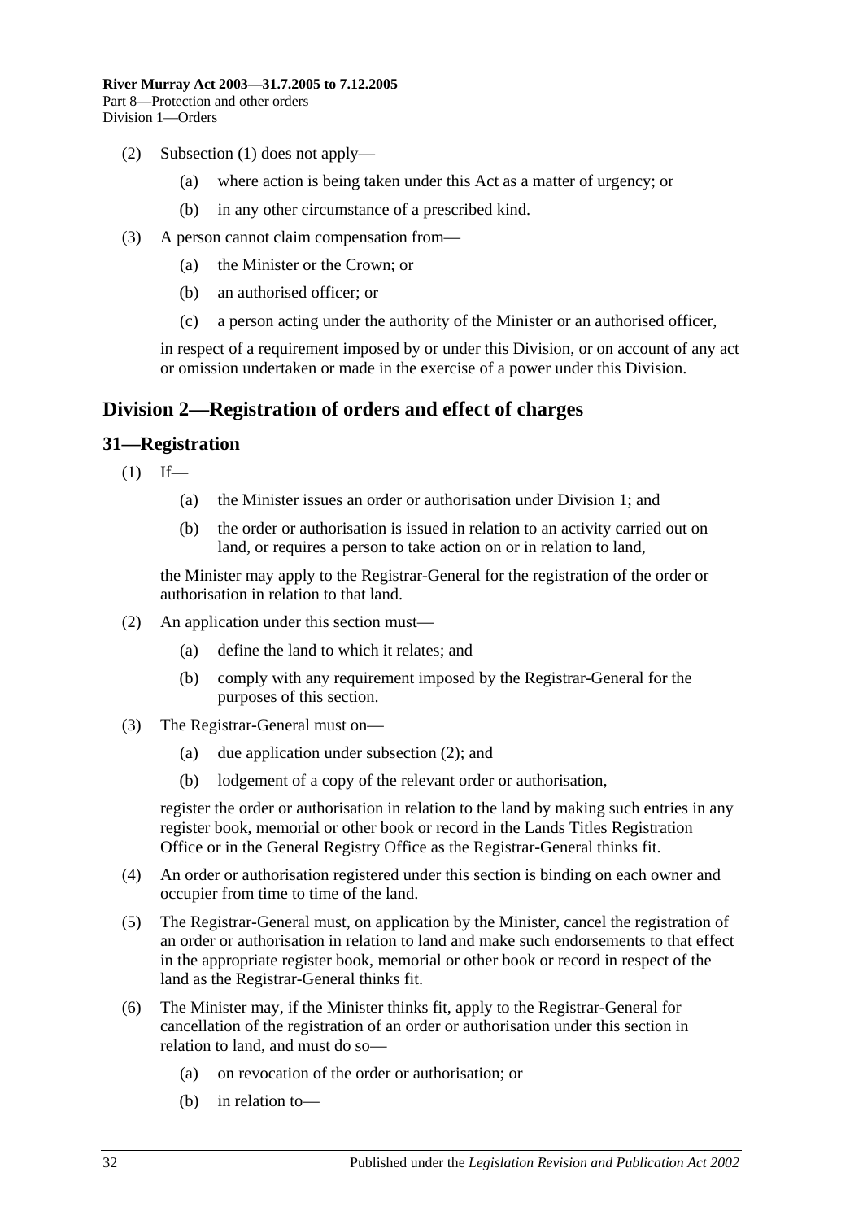(2) Subsection (1) does not apply—

  (a) where action is being taken under this Act as a matter of urgency; or

  (b) in any other circumstance of a prescribed kind.

(3) A person cannot claim compensation from—

  (a) the Minister or the Crown; or

  (b) an authorised officer; or

  (c) a person acting under the authority of the Minister or an authorised officer,

in respect of a requirement imposed by or under this Division, or on account of any act or omission undertaken or made in the exercise of a power under this Division.

## Division 2—Registration of orders and effect of charges

### 31—Registration

(1) If—

  (a) the Minister issues an order or authorisation under Division 1; and

  (b) the order or authorisation is issued in relation to an activity carried out on land, or requires a person to take action on or in relation to land,

the Minister may apply to the Registrar-General for the registration of the order or authorisation in relation to that land.

(2) An application under this section must—

  (a) define the land to which it relates; and

  (b) comply with any requirement imposed by the Registrar-General for the purposes of this section.

(3) The Registrar-General must on—

  (a) due application under subsection (2); and

  (b) lodgement of a copy of the relevant order or authorisation,

register the order or authorisation in relation to the land by making such entries in any register book, memorial or other book or record in the Lands Titles Registration Office or in the General Registry Office as the Registrar-General thinks fit.

(4) An order or authorisation registered under this section is binding on each owner and occupier from time to time of the land.

(5) The Registrar-General must, on application by the Minister, cancel the registration of an order or authorisation in relation to land and make such endorsements to that effect in the appropriate register book, memorial or other book or record in respect of the land as the Registrar-General thinks fit.

(6) The Minister may, if the Minister thinks fit, apply to the Registrar-General for cancellation of the registration of an order or authorisation under this section in relation to land, and must do so—

  (a) on revocation of the order or authorisation; or

  (b) in relation to—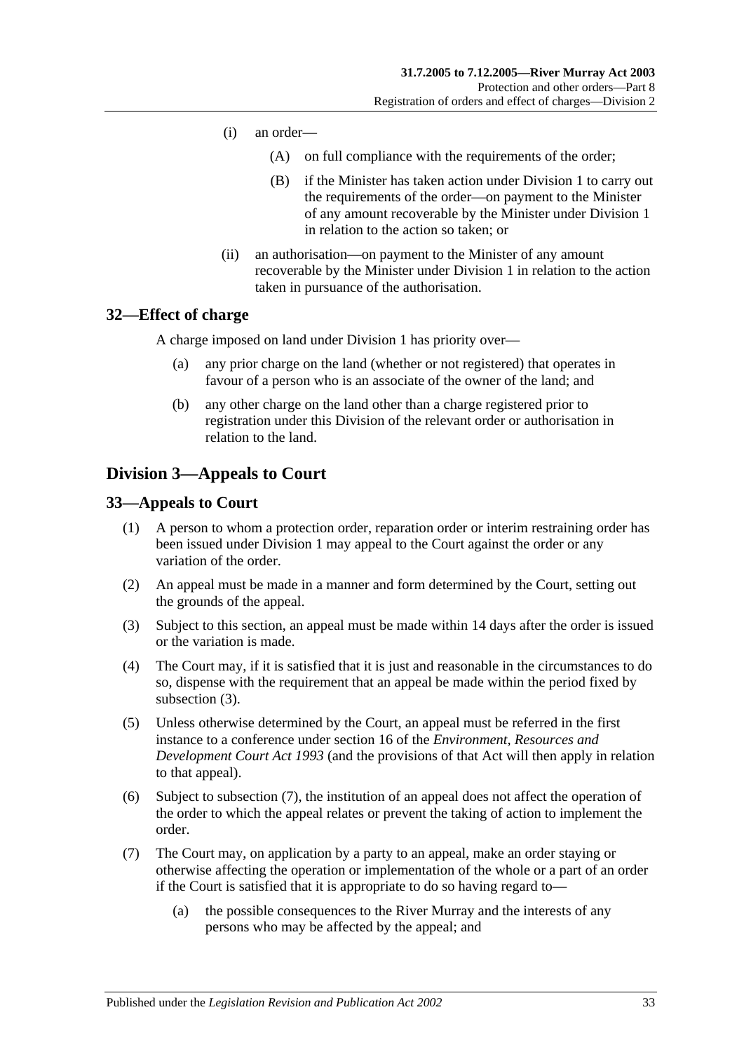(i) an order—

(A) on full compliance with the requirements of the order;

(B) if the Minister has taken action under Division 1 to carry out the requirements of the order—on payment to the Minister of any amount recoverable by the Minister under Division 1 in relation to the action so taken; or

(ii) an authorisation—on payment to the Minister of any amount recoverable by the Minister under Division 1 in relation to the action taken in pursuance of the authorisation.

## 32—Effect of charge

A charge imposed on land under Division 1 has priority over—

(a) any prior charge on the land (whether or not registered) that operates in favour of a person who is an associate of the owner of the land; and

(b) any other charge on the land other than a charge registered prior to registration under this Division of the relevant order or authorisation in relation to the land.

# Division 3—Appeals to Court

## 33—Appeals to Court

(1) A person to whom a protection order, reparation order or interim restraining order has been issued under Division 1 may appeal to the Court against the order or any variation of the order.

(2) An appeal must be made in a manner and form determined by the Court, setting out the grounds of the appeal.

(3) Subject to this section, an appeal must be made within 14 days after the order is issued or the variation is made.

(4) The Court may, if it is satisfied that it is just and reasonable in the circumstances to do so, dispense with the requirement that an appeal be made within the period fixed by subsection (3).

(5) Unless otherwise determined by the Court, an appeal must be referred in the first instance to a conference under section 16 of the *Environment, Resources and Development Court Act 1993* (and the provisions of that Act will then apply in relation to that appeal).

(6) Subject to subsection (7), the institution of an appeal does not affect the operation of the order to which the appeal relates or prevent the taking of action to implement the order.

(7) The Court may, on application by a party to an appeal, make an order staying or otherwise affecting the operation or implementation of the whole or a part of an order if the Court is satisfied that it is appropriate to do so having regard to—

(a) the possible consequences to the River Murray and the interests of any persons who may be affected by the appeal; and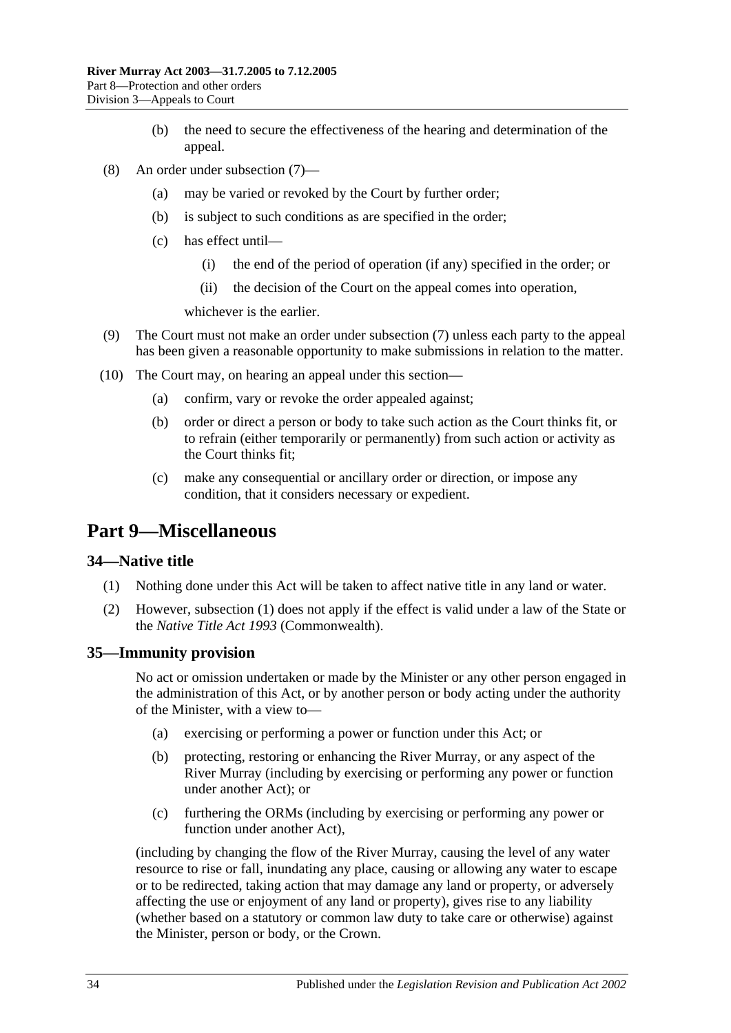(b) the need to secure the effectiveness of the hearing and determination of the appeal.

(8) An order under subsection (7)—

(a) may be varied or revoked by the Court by further order;

(b) is subject to such conditions as are specified in the order;

(c) has effect until—

(i) the end of the period of operation (if any) specified in the order; or

(ii) the decision of the Court on the appeal comes into operation,

whichever is the earlier.

(9) The Court must not make an order under subsection (7) unless each party to the appeal has been given a reasonable opportunity to make submissions in relation to the matter.

(10) The Court may, on hearing an appeal under this section—

(a) confirm, vary or revoke the order appealed against;

(b) order or direct a person or body to take such action as the Court thinks fit, or to refrain (either temporarily or permanently) from such action or activity as the Court thinks fit;

(c) make any consequential or ancillary order or direction, or impose any condition, that it considers necessary or expedient.

# Part 9—Miscellaneous

## 34—Native title

(1) Nothing done under this Act will be taken to affect native title in any land or water.

(2) However, subsection (1) does not apply if the effect is valid under a law of the State or the *Native Title Act 1993* (Commonwealth).

## 35—Immunity provision

No act or omission undertaken or made by the Minister or any other person engaged in the administration of this Act, or by another person or body acting under the authority of the Minister, with a view to—

(a) exercising or performing a power or function under this Act; or

(b) protecting, restoring or enhancing the River Murray, or any aspect of the River Murray (including by exercising or performing any power or function under another Act); or

(c) furthering the ORMs (including by exercising or performing any power or function under another Act),

(including by changing the flow of the River Murray, causing the level of any water resource to rise or fall, inundating any place, causing or allowing any water to escape or to be redirected, taking action that may damage any land or property, or adversely affecting the use or enjoyment of any land or property), gives rise to any liability (whether based on a statutory or common law duty to take care or otherwise) against the Minister, person or body, or the Crown.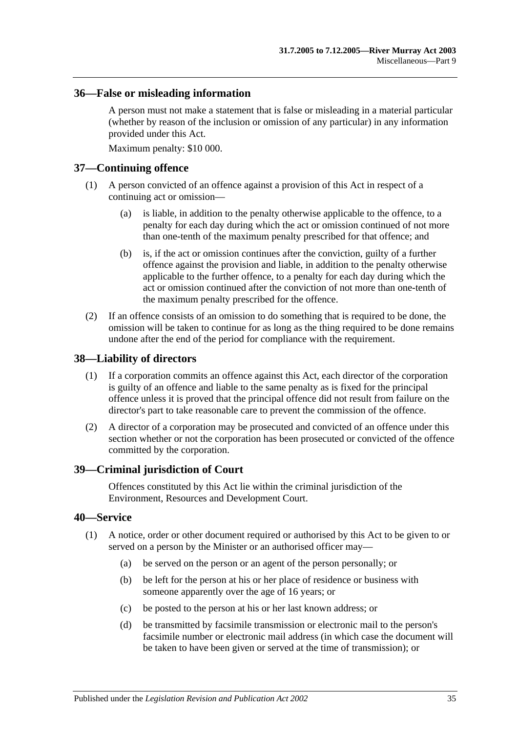## 36—False or misleading information

A person must not make a statement that is false or misleading in a material particular (whether by reason of the inclusion or omission of any particular) in any information provided under this Act.

Maximum penalty: $10 000.

## 37—Continuing offence

(1) A person convicted of an offence against a provision of this Act in respect of a continuing act or omission—

(a) is liable, in addition to the penalty otherwise applicable to the offence, to a penalty for each day during which the act or omission continued of not more than one-tenth of the maximum penalty prescribed for that offence; and

(b) is, if the act or omission continues after the conviction, guilty of a further offence against the provision and liable, in addition to the penalty otherwise applicable to the further offence, to a penalty for each day during which the act or omission continued after the conviction of not more than one-tenth of the maximum penalty prescribed for the offence.

(2) If an offence consists of an omission to do something that is required to be done, the omission will be taken to continue for as long as the thing required to be done remains undone after the end of the period for compliance with the requirement.

## 38—Liability of directors

(1) If a corporation commits an offence against this Act, each director of the corporation is guilty of an offence and liable to the same penalty as is fixed for the principal offence unless it is proved that the principal offence did not result from failure on the director's part to take reasonable care to prevent the commission of the offence.

(2) A director of a corporation may be prosecuted and convicted of an offence under this section whether or not the corporation has been prosecuted or convicted of the offence committed by the corporation.

## 39—Criminal jurisdiction of Court

Offences constituted by this Act lie within the criminal jurisdiction of the Environment, Resources and Development Court.

## 40—Service

(1) A notice, order or other document required or authorised by this Act to be given to or served on a person by the Minister or an authorised officer may—

(a) be served on the person or an agent of the person personally; or

(b) be left for the person at his or her place of residence or business with someone apparently over the age of 16 years; or

(c) be posted to the person at his or her last known address; or

(d) be transmitted by facsimile transmission or electronic mail to the person's facsimile number or electronic mail address (in which case the document will be taken to have been given or served at the time of transmission); or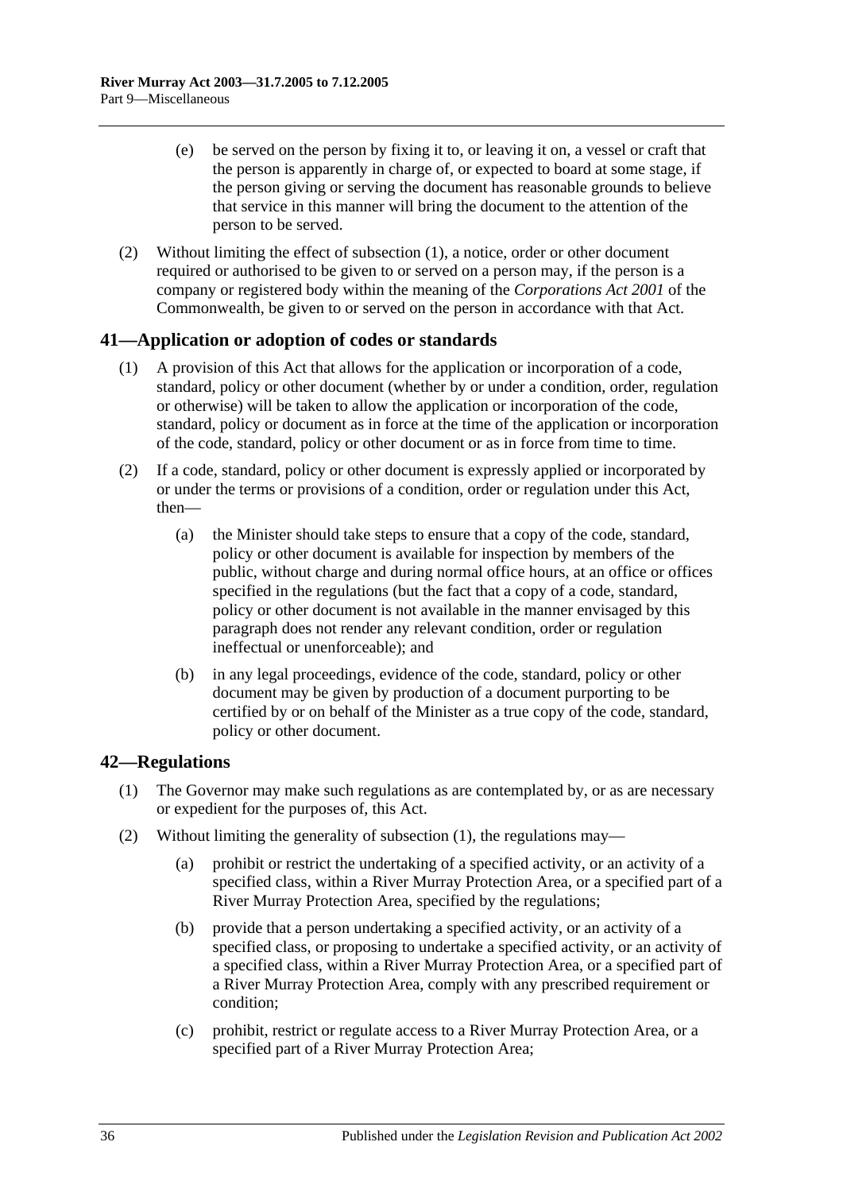(e) be served on the person by fixing it to, or leaving it on, a vessel or craft that the person is apparently in charge of, or expected to board at some stage, if the person giving or serving the document has reasonable grounds to believe that service in this manner will bring the document to the attention of the person to be served.

(2) Without limiting the effect of subsection (1), a notice, order or other document required or authorised to be given to or served on a person may, if the person is a company or registered body within the meaning of the *Corporations Act 2001* of the Commonwealth, be given to or served on the person in accordance with that Act.

## 41—Application or adoption of codes or standards

(1) A provision of this Act that allows for the application or incorporation of a code, standard, policy or other document (whether by or under a condition, order, regulation or otherwise) will be taken to allow the application or incorporation of the code, standard, policy or document as in force at the time of the application or incorporation of the code, standard, policy or other document or as in force from time to time.

(2) If a code, standard, policy or other document is expressly applied or incorporated by or under the terms or provisions of a condition, order or regulation under this Act, then—

(a) the Minister should take steps to ensure that a copy of the code, standard, policy or other document is available for inspection by members of the public, without charge and during normal office hours, at an office or offices specified in the regulations (but the fact that a copy of a code, standard, policy or other document is not available in the manner envisaged by this paragraph does not render any relevant condition, order or regulation ineffectual or unenforceable); and

(b) in any legal proceedings, evidence of the code, standard, policy or other document may be given by production of a document purporting to be certified by or on behalf of the Minister as a true copy of the code, standard, policy or other document.

## 42—Regulations

(1) The Governor may make such regulations as are contemplated by, or as are necessary or expedient for the purposes of, this Act.

(2) Without limiting the generality of subsection (1), the regulations may—

(a) prohibit or restrict the undertaking of a specified activity, or an activity of a specified class, within a River Murray Protection Area, or a specified part of a River Murray Protection Area, specified by the regulations;

(b) provide that a person undertaking a specified activity, or an activity of a specified class, or proposing to undertake a specified activity, or an activity of a specified class, within a River Murray Protection Area, or a specified part of a River Murray Protection Area, comply with any prescribed requirement or condition;

(c) prohibit, restrict or regulate access to a River Murray Protection Area, or a specified part of a River Murray Protection Area;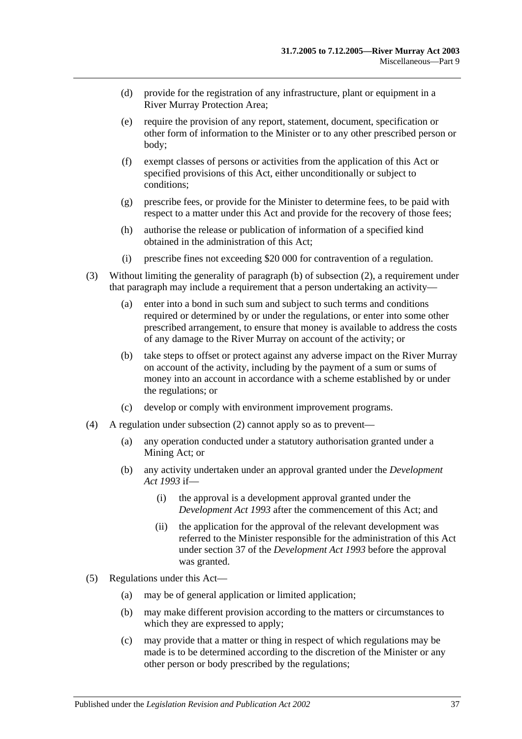(d) provide for the registration of any infrastructure, plant or equipment in a River Murray Protection Area;

(e) require the provision of any report, statement, document, specification or other form of information to the Minister or to any other prescribed person or body;

(f) exempt classes of persons or activities from the application of this Act or specified provisions of this Act, either unconditionally or subject to conditions;

(g) prescribe fees, or provide for the Minister to determine fees, to be paid with respect to a matter under this Act and provide for the recovery of those fees;

(h) authorise the release or publication of information of a specified kind obtained in the administration of this Act;

(i) prescribe fines not exceeding $20 000 for contravention of a regulation.

(3) Without limiting the generality of paragraph (b) of subsection (2), a requirement under that paragraph may include a requirement that a person undertaking an activity—

(a) enter into a bond in such sum and subject to such terms and conditions required or determined by or under the regulations, or enter into some other prescribed arrangement, to ensure that money is available to address the costs of any damage to the River Murray on account of the activity; or

(b) take steps to offset or protect against any adverse impact on the River Murray on account of the activity, including by the payment of a sum or sums of money into an account in accordance with a scheme established by or under the regulations; or

(c) develop or comply with environment improvement programs.

(4) A regulation under subsection (2) cannot apply so as to prevent—

(a) any operation conducted under a statutory authorisation granted under a Mining Act; or

(b) any activity undertaken under an approval granted under the *Development Act 1993* if—

(i) the approval is a development approval granted under the *Development Act 1993* after the commencement of this Act; and

(ii) the application for the approval of the relevant development was referred to the Minister responsible for the administration of this Act under section 37 of the *Development Act 1993* before the approval was granted.

(5) Regulations under this Act—

(a) may be of general application or limited application;

(b) may make different provision according to the matters or circumstances to which they are expressed to apply;

(c) may provide that a matter or thing in respect of which regulations may be made is to be determined according to the discretion of the Minister or any other person or body prescribed by the regulations;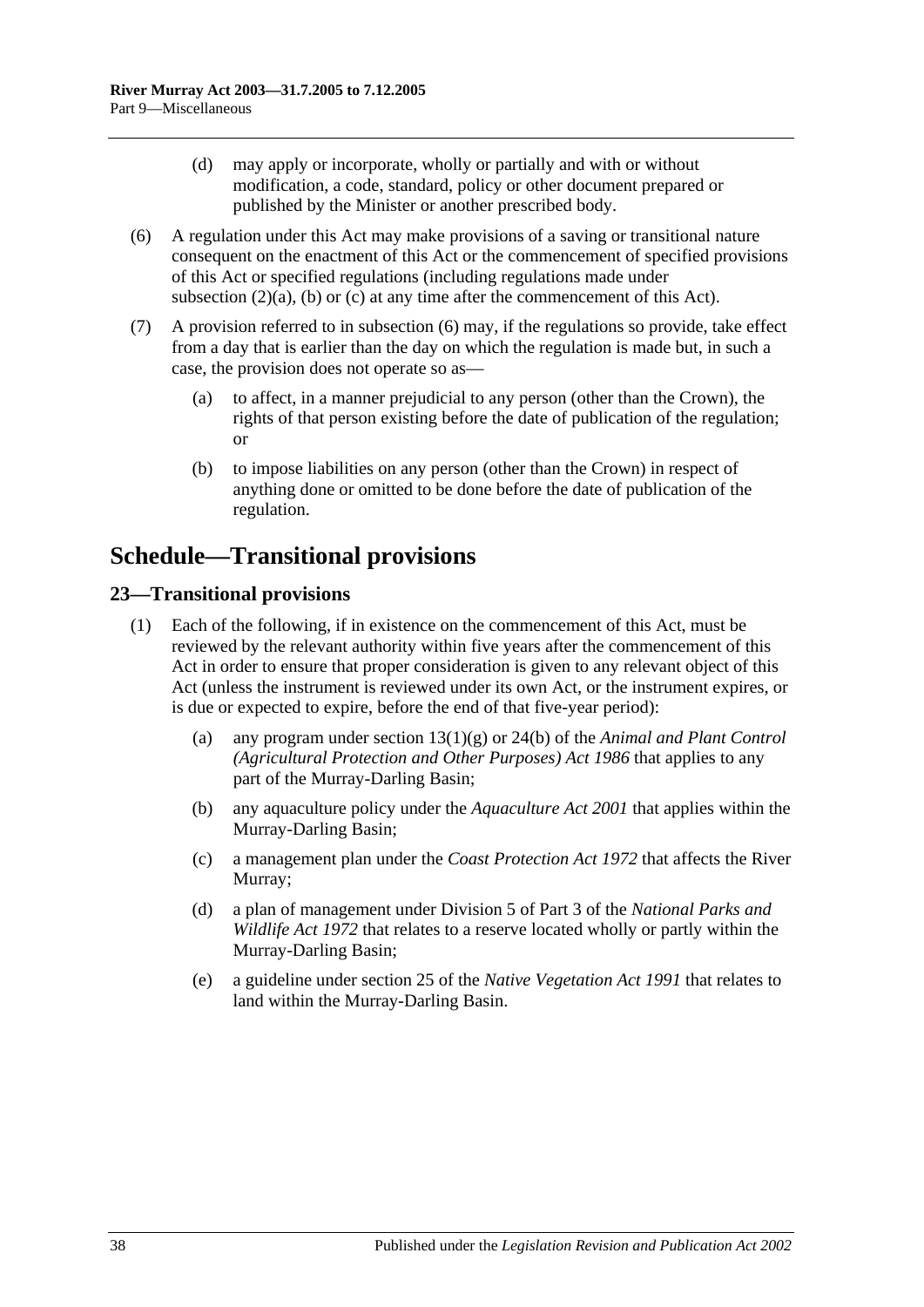(d) may apply or incorporate, wholly or partially and with or without modification, a code, standard, policy or other document prepared or published by the Minister or another prescribed body.

(6) A regulation under this Act may make provisions of a saving or transitional nature consequent on the enactment of this Act or the commencement of specified provisions of this Act or specified regulations (including regulations made under subsection (2)(a), (b) or (c) at any time after the commencement of this Act).

(7) A provision referred to in subsection (6) may, if the regulations so provide, take effect from a day that is earlier than the day on which the regulation is made but, in such a case, the provision does not operate so as—

(a) to affect, in a manner prejudicial to any person (other than the Crown), the rights of that person existing before the date of publication of the regulation; or

(b) to impose liabilities on any person (other than the Crown) in respect of anything done or omitted to be done before the date of publication of the regulation.

# Schedule—Transitional provisions

## 23—Transitional provisions

(1) Each of the following, if in existence on the commencement of this Act, must be reviewed by the relevant authority within five years after the commencement of this Act in order to ensure that proper consideration is given to any relevant object of this Act (unless the instrument is reviewed under its own Act, or the instrument expires, or is due or expected to expire, before the end of that five-year period):

(a) any program under section 13(1)(g) or 24(b) of the *Animal and Plant Control (Agricultural Protection and Other Purposes) Act 1986* that applies to any part of the Murray-Darling Basin;

(b) any aquaculture policy under the *Aquaculture Act 2001* that applies within the Murray-Darling Basin;

(c) a management plan under the *Coast Protection Act 1972* that affects the River Murray;

(d) a plan of management under Division 5 of Part 3 of the *National Parks and Wildlife Act 1972* that relates to a reserve located wholly or partly within the Murray-Darling Basin;

(e) a guideline under section 25 of the *Native Vegetation Act 1991* that relates to land within the Murray-Darling Basin.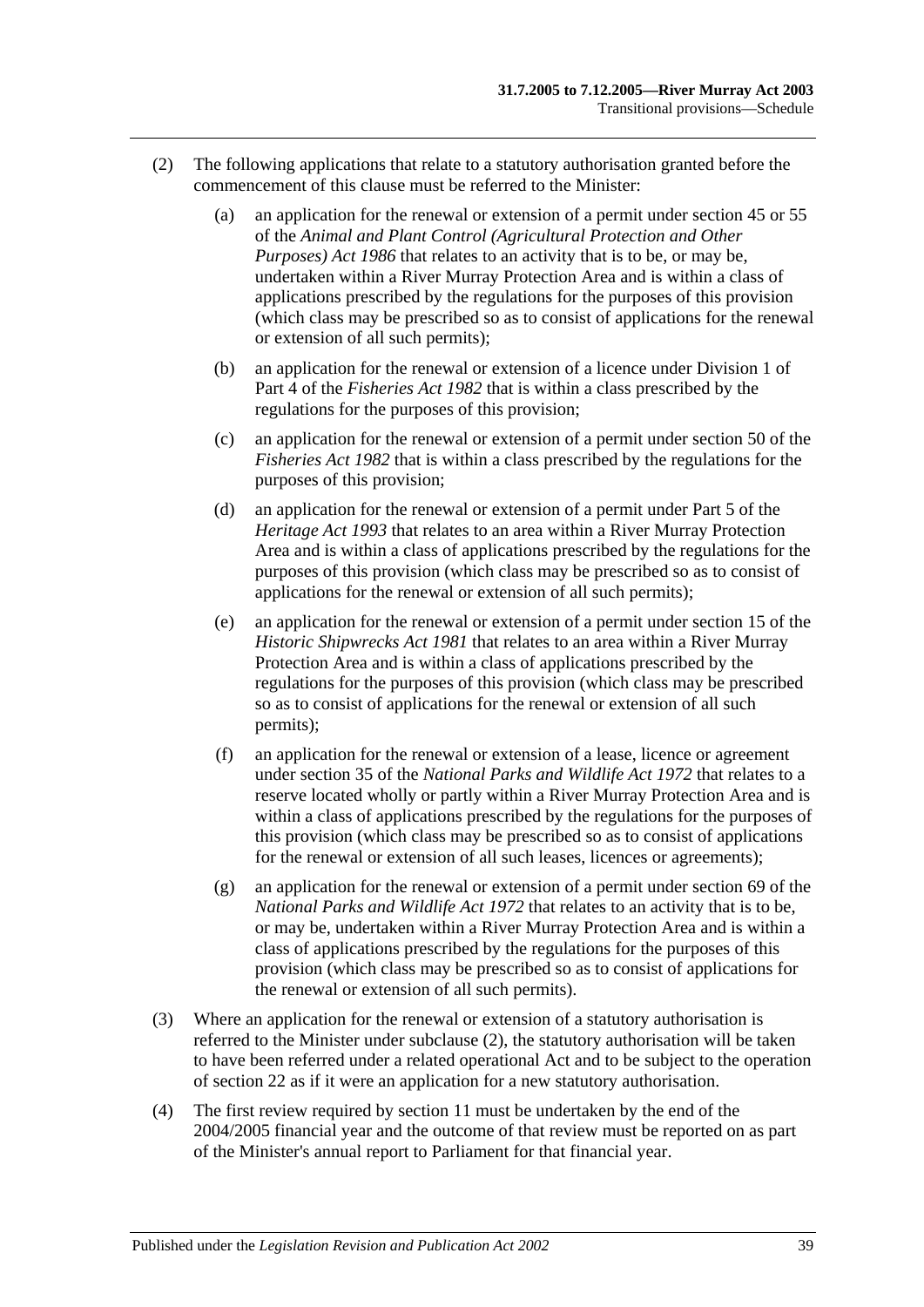(2) The following applications that relate to a statutory authorisation granted before the commencement of this clause must be referred to the Minister:

(a) an application for the renewal or extension of a permit under section 45 or 55 of the *Animal and Plant Control (Agricultural Protection and Other Purposes) Act 1986* that relates to an activity that is to be, or may be, undertaken within a River Murray Protection Area and is within a class of applications prescribed by the regulations for the purposes of this provision (which class may be prescribed so as to consist of applications for the renewal or extension of all such permits);

(b) an application for the renewal or extension of a licence under Division 1 of Part 4 of the *Fisheries Act 1982* that is within a class prescribed by the regulations for the purposes of this provision;

(c) an application for the renewal or extension of a permit under section 50 of the *Fisheries Act 1982* that is within a class prescribed by the regulations for the purposes of this provision;

(d) an application for the renewal or extension of a permit under Part 5 of the *Heritage Act 1993* that relates to an area within a River Murray Protection Area and is within a class of applications prescribed by the regulations for the purposes of this provision (which class may be prescribed so as to consist of applications for the renewal or extension of all such permits);

(e) an application for the renewal or extension of a permit under section 15 of the *Historic Shipwrecks Act 1981* that relates to an area within a River Murray Protection Area and is within a class of applications prescribed by the regulations for the purposes of this provision (which class may be prescribed so as to consist of applications for the renewal or extension of all such permits);

(f) an application for the renewal or extension of a lease, licence or agreement under section 35 of the *National Parks and Wildlife Act 1972* that relates to a reserve located wholly or partly within a River Murray Protection Area and is within a class of applications prescribed by the regulations for the purposes of this provision (which class may be prescribed so as to consist of applications for the renewal or extension of all such leases, licences or agreements);

(g) an application for the renewal or extension of a permit under section 69 of the *National Parks and Wildlife Act 1972* that relates to an activity that is to be, or may be, undertaken within a River Murray Protection Area and is within a class of applications prescribed by the regulations for the purposes of this provision (which class may be prescribed so as to consist of applications for the renewal or extension of all such permits).

(3) Where an application for the renewal or extension of a statutory authorisation is referred to the Minister under subclause (2), the statutory authorisation will be taken to have been referred under a related operational Act and to be subject to the operation of section 22 as if it were an application for a new statutory authorisation.

(4) The first review required by section 11 must be undertaken by the end of the 2004/2005 financial year and the outcome of that review must be reported on as part of the Minister's annual report to Parliament for that financial year.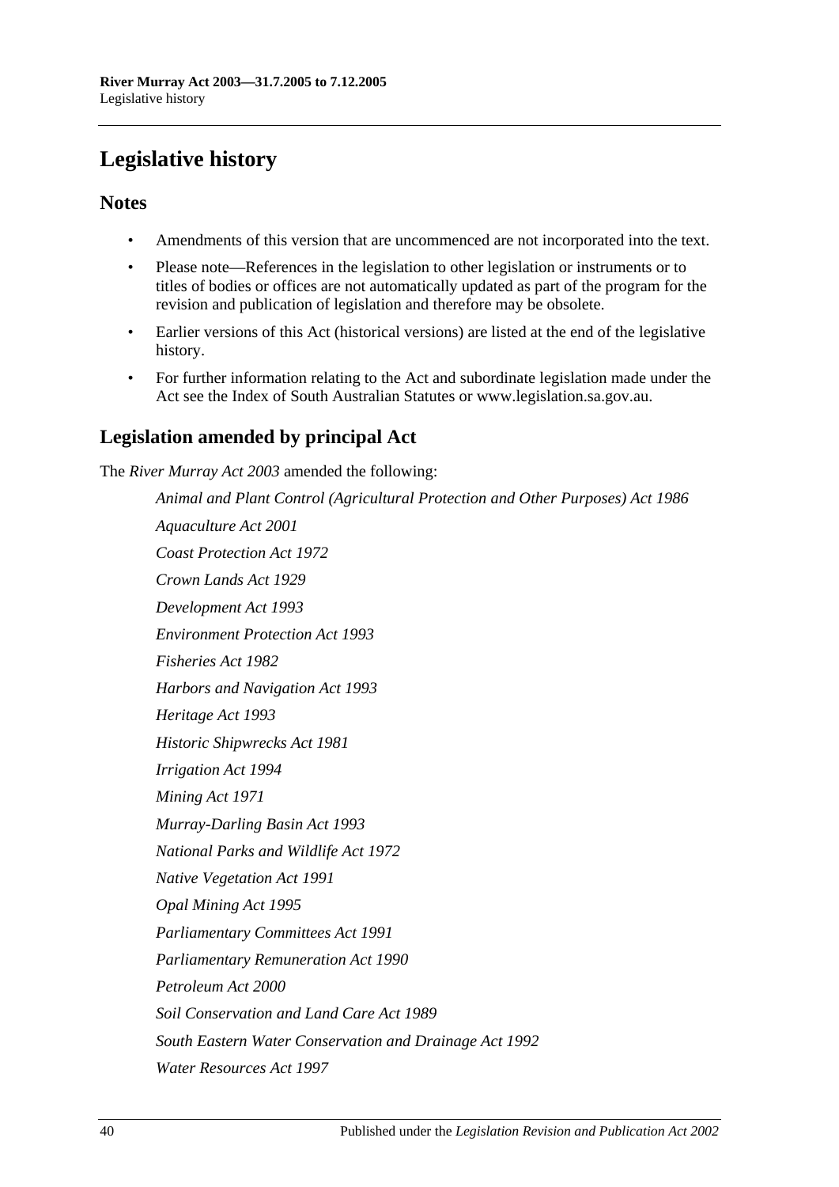# Legislative history

## Notes

- Amendments of this version that are uncommenced are not incorporated into the text.
- Please note—References in the legislation to other legislation or instruments or to titles of bodies or offices are not automatically updated as part of the program for the revision and publication of legislation and therefore may be obsolete.
- Earlier versions of this Act (historical versions) are listed at the end of the legislative history.
- For further information relating to the Act and subordinate legislation made under the Act see the Index of South Australian Statutes or www.legislation.sa.gov.au.

## Legislation amended by principal Act

The *River Murray Act 2003* amended the following:

*Animal and Plant Control (Agricultural Protection and Other Purposes) Act 1986*

*Aquaculture Act 2001*

*Coast Protection Act 1972*

*Crown Lands Act 1929*

*Development Act 1993*

*Environment Protection Act 1993*

*Fisheries Act 1982*

*Harbors and Navigation Act 1993*

*Heritage Act 1993*

*Historic Shipwrecks Act 1981*

*Irrigation Act 1994*

*Mining Act 1971*

*Murray-Darling Basin Act 1993*

*National Parks and Wildlife Act 1972*

*Native Vegetation Act 1991*

*Opal Mining Act 1995*

*Parliamentary Committees Act 1991*

*Parliamentary Remuneration Act 1990*

*Petroleum Act 2000*

*Soil Conservation and Land Care Act 1989*

*South Eastern Water Conservation and Drainage Act 1992*

*Water Resources Act 1997*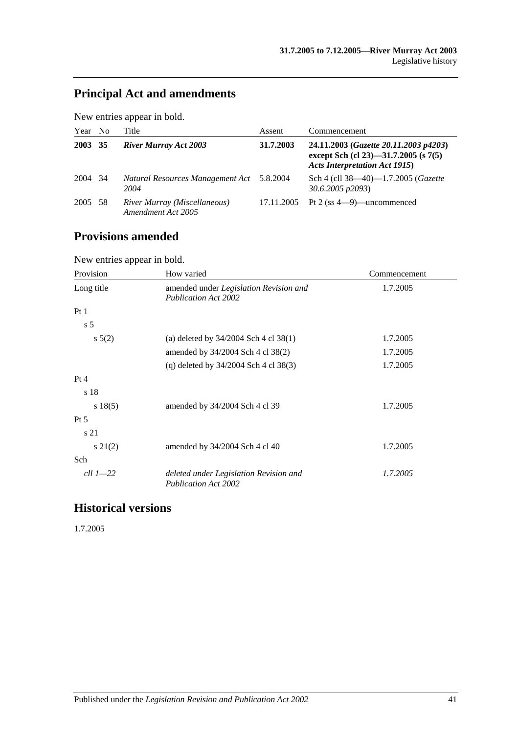## Principal Act and amendments

New entries appear in bold.

| Year | No | Title | Assent | Commencement |
|---|---|---|---|---|
| **2003** | **35** | ***River Murray Act 2003*** | **31.7.2003** | **24.11.2003 (*Gazette 20.11.2003 p4203*) except Sch (cl 23)—31.7.2005 (s 7(5) *Acts Interpretation Act 1915*)** |
| 2004 | 34 | *Natural Resources Management Act 2004* | 5.8.2004 | Sch 4 (cll 38—40)—1.7.2005 (*Gazette 30.6.2005 p2093*) |
| 2005 | 58 | *River Murray (Miscellaneous) Amendment Act 2005* | 17.11.2005 | Pt 2 (ss 4—9)—uncommenced |

## Provisions amended

New entries appear in bold.

| Provision | How varied | Commencement |
|---|---|---|
| Long title | amended under *Legislation Revision and Publication Act 2002* | 1.7.2005 |
| Pt 1 | | |
| s 5 | | |
| s 5(2) | (a) deleted by 34/2004 Sch 4 cl 38(1) | 1.7.2005 |
| | amended by 34/2004 Sch 4 cl 38(2) | 1.7.2005 |
| | (q) deleted by 34/2004 Sch 4 cl 38(3) | 1.7.2005 |
| Pt 4 | | |
| s 18 | | |
| s 18(5) | amended by 34/2004 Sch 4 cl 39 | 1.7.2005 |
| Pt 5 | | |
| s 21 | | |
| s 21(2) | amended by 34/2004 Sch 4 cl 40 | 1.7.2005 |
| Sch | | |
| *cll 1—22* | *deleted under Legislation Revision and Publication Act 2002* | *1.7.2005* |

## Historical versions

1.7.2005